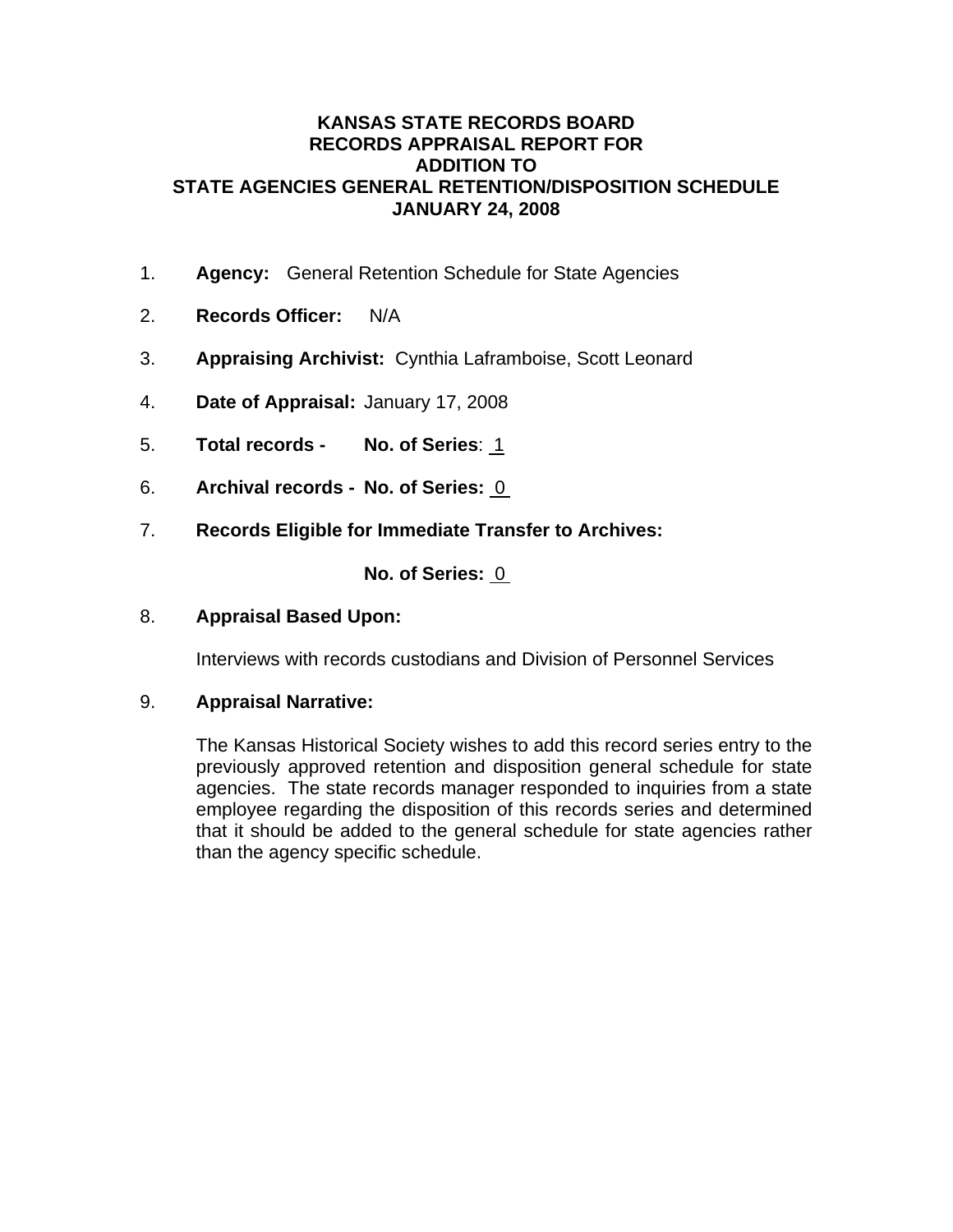# KANSAS STATE RECORDS BOARD
# RECORDS APPRAISAL REPORT FOR
# ADDITION TO
# STATE AGENCIES GENERAL RETENTION/DISPOSITION SCHEDULE
# JANUARY 24, 2008

1. **Agency:** General Retention Schedule for State Agencies

2. **Records Officer:** N/A

3. **Appraising Archivist:** Cynthia Laframboise, Scott Leonard

4. **Date of Appraisal:** January 17, 2008

5. **Total records - No. of Series**: 1

6. **Archival records - No. of Series:** 0

7. **Records Eligible for Immediate Transfer to Archives:**

   **No. of Series:** 0

8. **Appraisal Based Upon:**

   Interviews with records custodians and Division of Personnel Services

9. **Appraisal Narrative:**

   The Kansas Historical Society wishes to add this record series entry to the previously approved retention and disposition general schedule for state agencies. The state records manager responded to inquiries from a state employee regarding the disposition of this records series and determined that it should be added to the general schedule for state agencies rather than the agency specific schedule.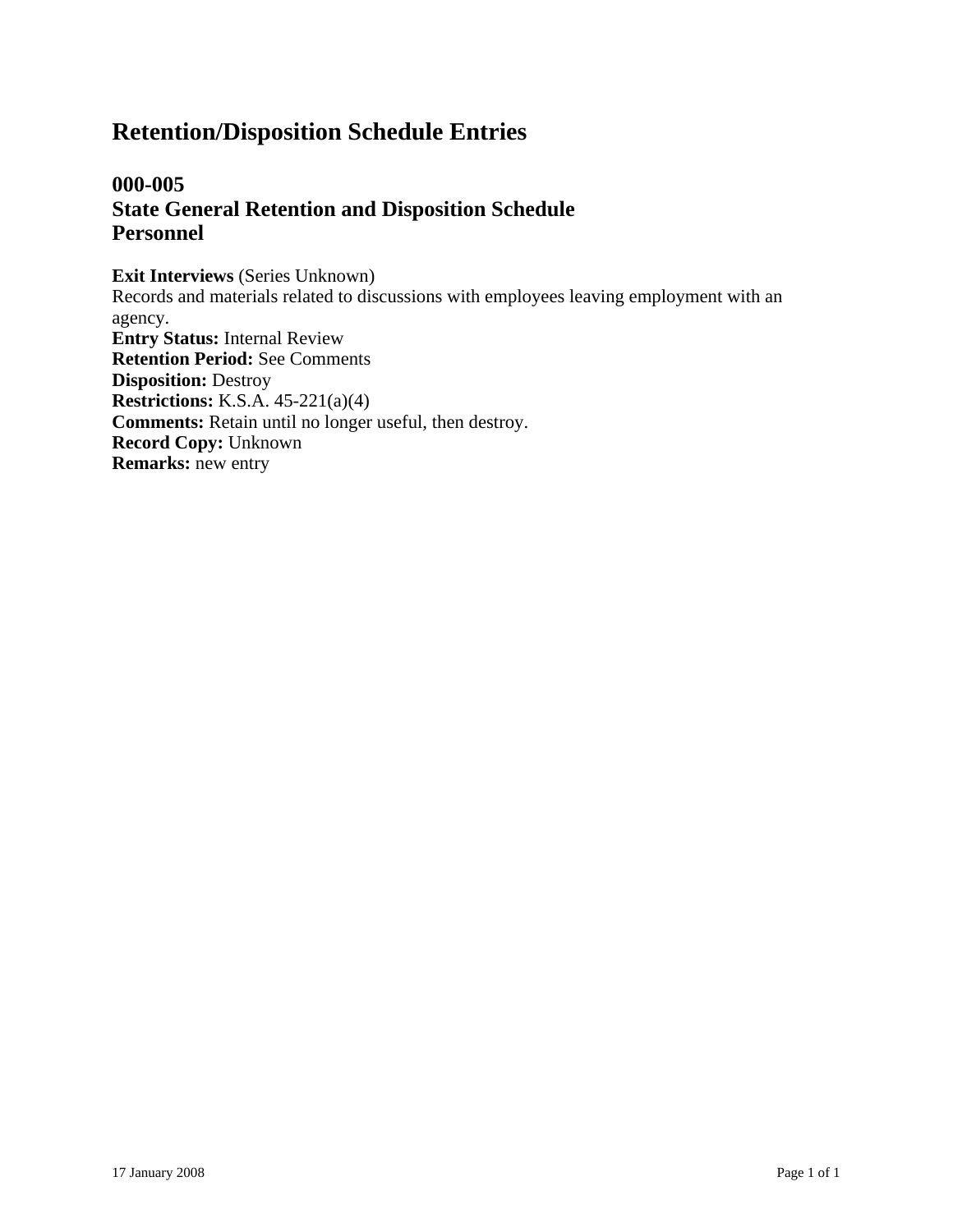# Retention/Disposition Schedule Entries

## 000-005
## State General Retention and Disposition Schedule
## Personnel

**Exit Interviews** (Series Unknown)
Records and materials related to discussions with employees leaving employment with an agency.
**Entry Status:** Internal Review
**Retention Period:** See Comments
**Disposition:** Destroy
**Restrictions:** K.S.A. 45-221(a)(4)
**Comments:** Retain until no longer useful, then destroy.
**Record Copy:** Unknown
**Remarks:** new entry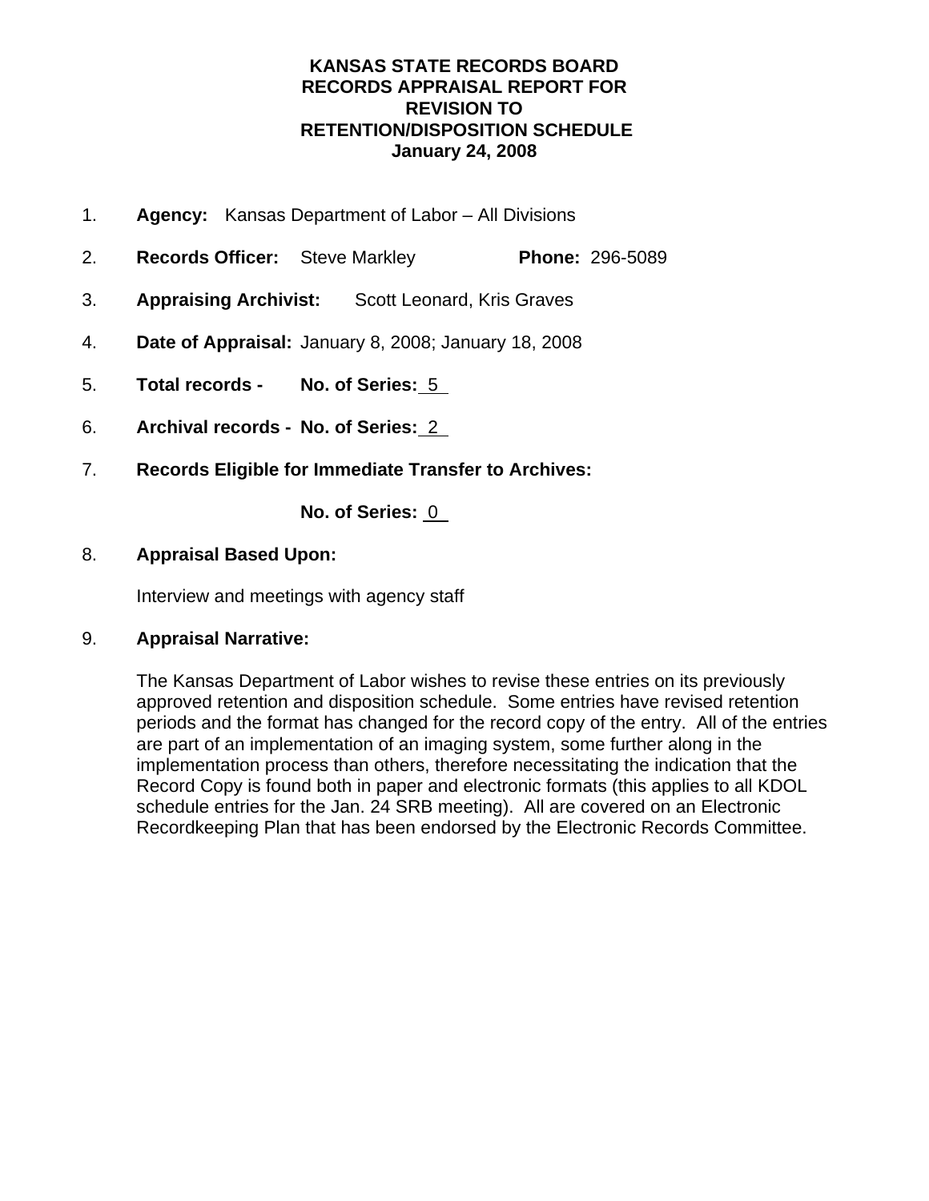# KANSAS STATE RECORDS BOARD
# RECORDS APPRAISAL REPORT FOR
# REVISION TO
# RETENTION/DISPOSITION SCHEDULE
# January 24, 2008

1. **Agency:** Kansas Department of Labor – All Divisions

2. **Records Officer:** Steve Markley **Phone:** 296-5089

3. **Appraising Archivist:** Scott Leonard, Kris Graves

4. **Date of Appraisal:** January 8, 2008; January 18, 2008

5. **Total records - No. of Series:** 5

6. **Archival records - No. of Series:** 2

7. **Records Eligible for Immediate Transfer to Archives:**

   **No. of Series:** 0

8. **Appraisal Based Upon:**

   Interview and meetings with agency staff

9. **Appraisal Narrative:**

   The Kansas Department of Labor wishes to revise these entries on its previously approved retention and disposition schedule. Some entries have revised retention periods and the format has changed for the record copy of the entry. All of the entries are part of an implementation of an imaging system, some further along in the implementation process than others, therefore necessitating the indication that the Record Copy is found both in paper and electronic formats (this applies to all KDOL schedule entries for the Jan. 24 SRB meeting). All are covered on an Electronic Recordkeeping Plan that has been endorsed by the Electronic Records Committee.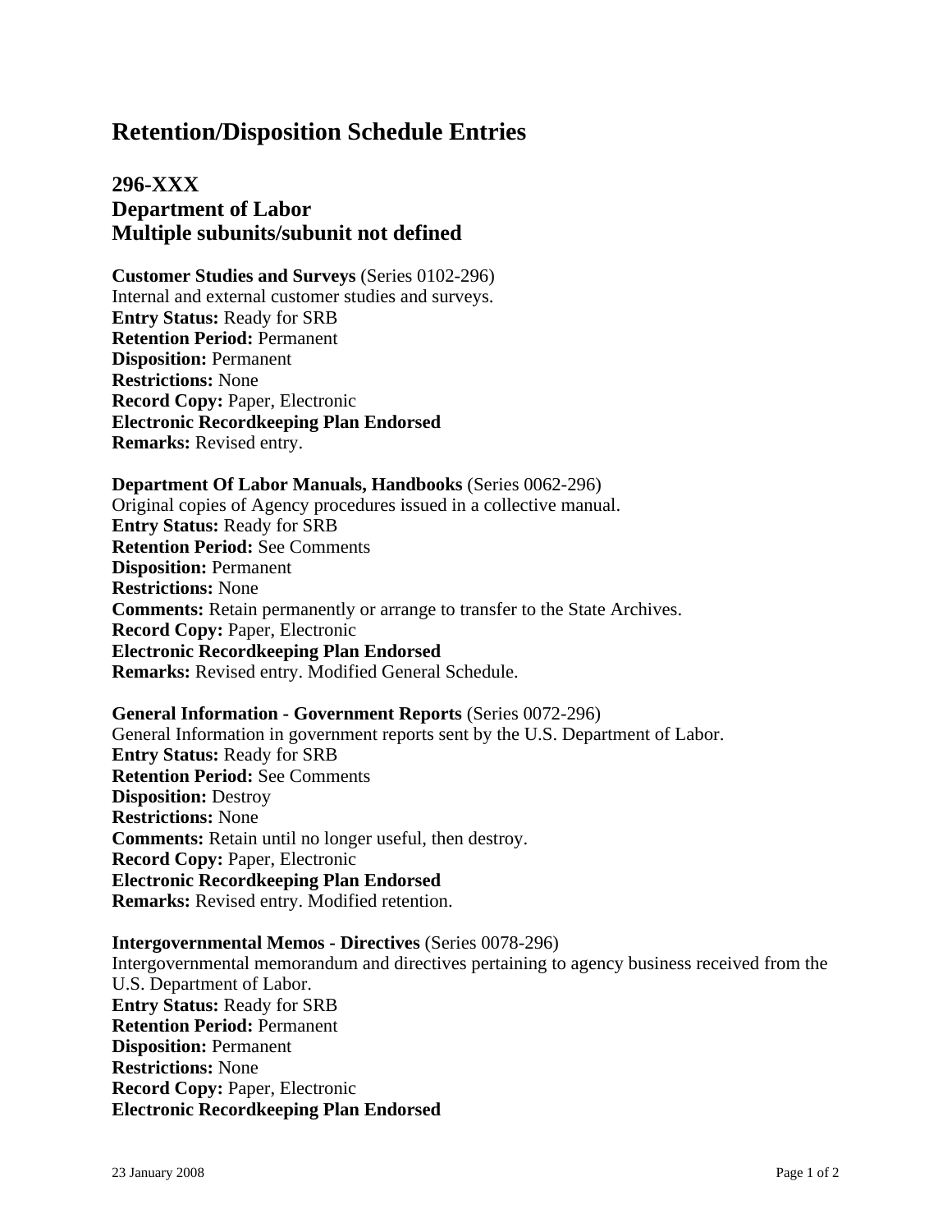# Retention/Disposition Schedule Entries

## 296-XXX
## Department of Labor
## Multiple subunits/subunit not defined

**Customer Studies and Surveys** (Series 0102-296)
Internal and external customer studies and surveys.
**Entry Status:** Ready for SRB
**Retention Period:** Permanent
**Disposition:** Permanent
**Restrictions:** None
**Record Copy:** Paper, Electronic
**Electronic Recordkeeping Plan Endorsed**
**Remarks:** Revised entry.

**Department Of Labor Manuals, Handbooks** (Series 0062-296)
Original copies of Agency procedures issued in a collective manual.
**Entry Status:** Ready for SRB
**Retention Period:** See Comments
**Disposition:** Permanent
**Restrictions:** None
**Comments:** Retain permanently or arrange to transfer to the State Archives.
**Record Copy:** Paper, Electronic
**Electronic Recordkeeping Plan Endorsed**
**Remarks:** Revised entry. Modified General Schedule.

**General Information - Government Reports** (Series 0072-296)
General Information in government reports sent by the U.S. Department of Labor.
**Entry Status:** Ready for SRB
**Retention Period:** See Comments
**Disposition:** Destroy
**Restrictions:** None
**Comments:** Retain until no longer useful, then destroy.
**Record Copy:** Paper, Electronic
**Electronic Recordkeeping Plan Endorsed**
**Remarks:** Revised entry. Modified retention.

**Intergovernmental Memos - Directives** (Series 0078-296)
Intergovernmental memorandum and directives pertaining to agency business received from the U.S. Department of Labor.
**Entry Status:** Ready for SRB
**Retention Period:** Permanent
**Disposition:** Permanent
**Restrictions:** None
**Record Copy:** Paper, Electronic
**Electronic Recordkeeping Plan Endorsed**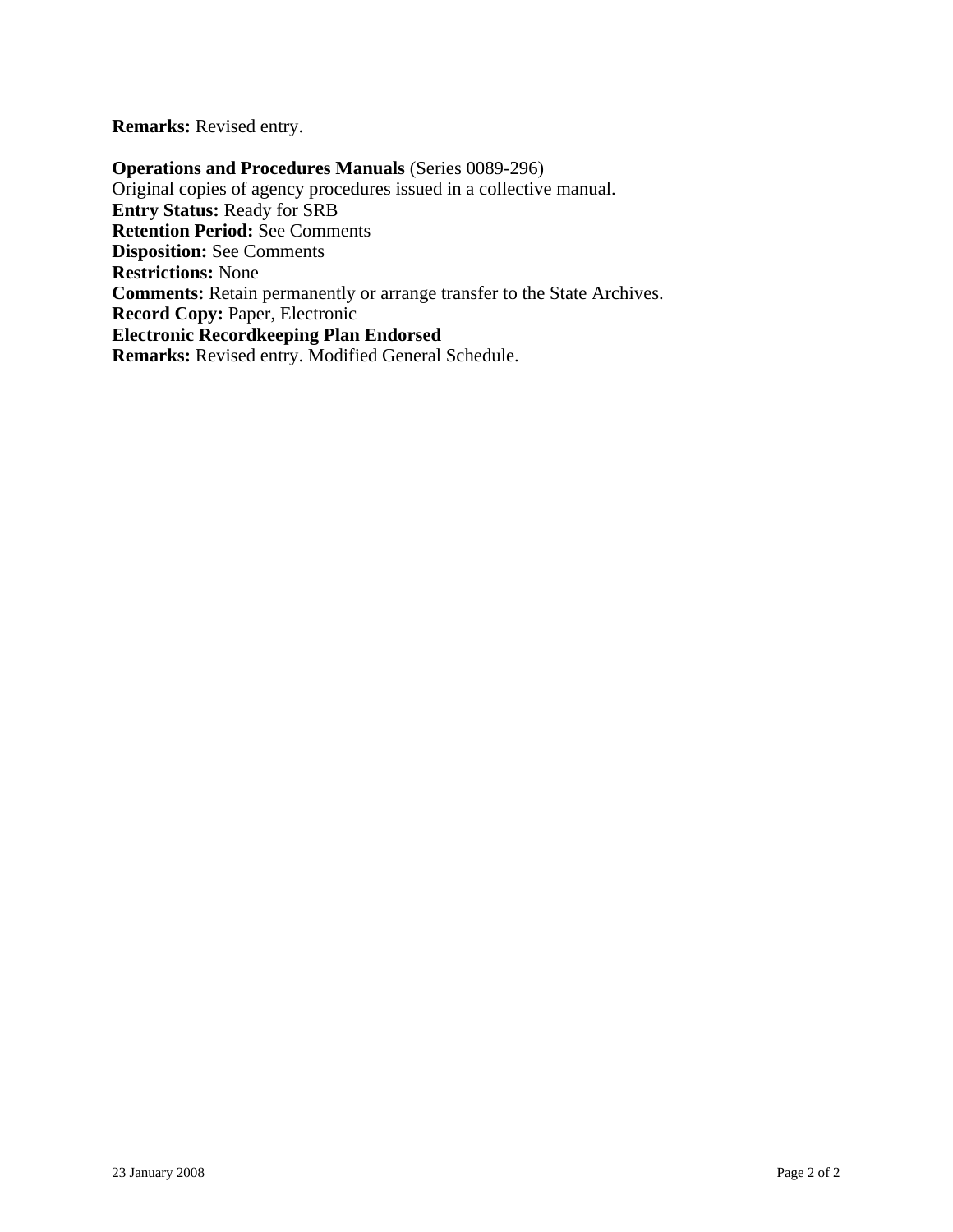**Remarks:** Revised entry.

**Operations and Procedures Manuals** (Series 0089-296)
Original copies of agency procedures issued in a collective manual.
**Entry Status:** Ready for SRB
**Retention Period:** See Comments
**Disposition:** See Comments
**Restrictions:** None
**Comments:** Retain permanently or arrange transfer to the State Archives.
**Record Copy:** Paper, Electronic
**Electronic Recordkeeping Plan Endorsed**
**Remarks:** Revised entry. Modified General Schedule.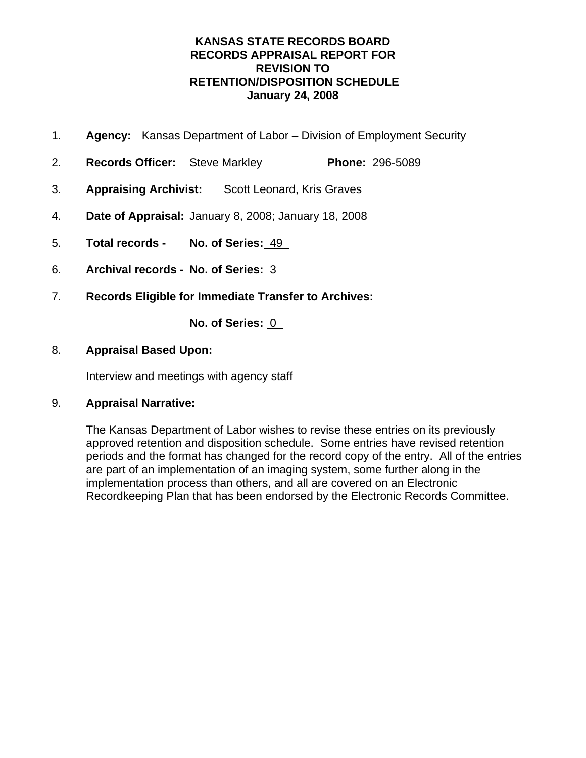# KANSAS STATE RECORDS BOARD
# RECORDS APPRAISAL REPORT FOR
# REVISION TO
# RETENTION/DISPOSITION SCHEDULE
# January 24, 2008

1. **Agency:** Kansas Department of Labor – Division of Employment Security

2. **Records Officer:** Steve Markley **Phone:** 296-5089

3. **Appraising Archivist:** Scott Leonard, Kris Graves

4. **Date of Appraisal:** January 8, 2008; January 18, 2008

5. **Total records - No. of Series:** 49

6. **Archival records - No. of Series:** 3

7. **Records Eligible for Immediate Transfer to Archives:**

   **No. of Series:** 0

8. **Appraisal Based Upon:**

   Interview and meetings with agency staff

9. **Appraisal Narrative:**

   The Kansas Department of Labor wishes to revise these entries on its previously approved retention and disposition schedule. Some entries have revised retention periods and the format has changed for the record copy of the entry. All of the entries are part of an implementation of an imaging system, some further along in the implementation process than others, and all are covered on an Electronic Recordkeeping Plan that has been endorsed by the Electronic Records Committee.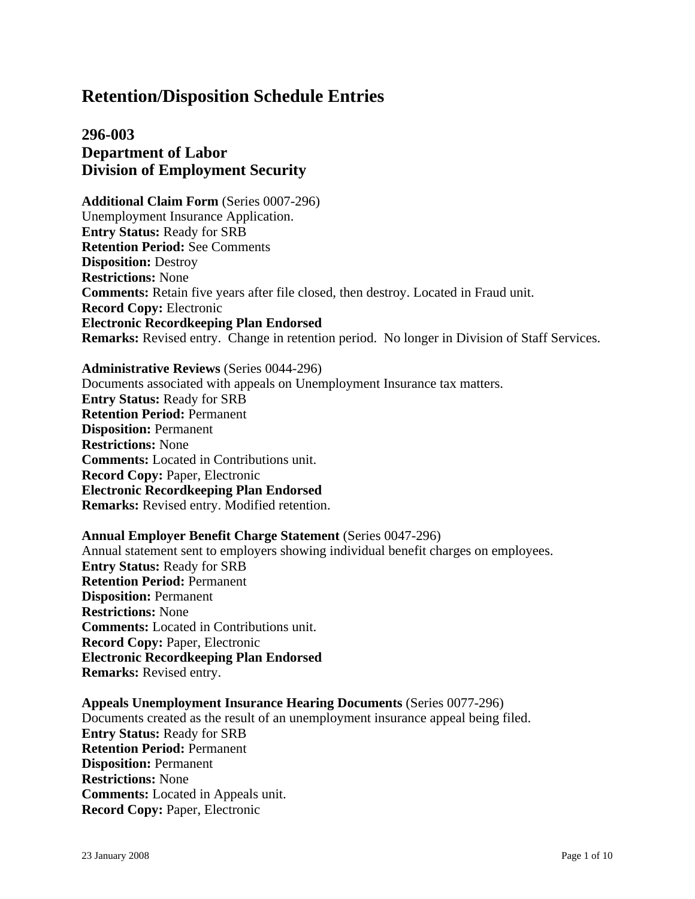# Retention/Disposition Schedule Entries

## 296-003
## Department of Labor
## Division of Employment Security

**Additional Claim Form** (Series 0007-296)
Unemployment Insurance Application.
**Entry Status:** Ready for SRB
**Retention Period:** See Comments
**Disposition:** Destroy
**Restrictions:** None
**Comments:** Retain five years after file closed, then destroy. Located in Fraud unit.
**Record Copy:** Electronic
**Electronic Recordkeeping Plan Endorsed**
**Remarks:** Revised entry. Change in retention period. No longer in Division of Staff Services.

**Administrative Reviews** (Series 0044-296)
Documents associated with appeals on Unemployment Insurance tax matters.
**Entry Status:** Ready for SRB
**Retention Period:** Permanent
**Disposition:** Permanent
**Restrictions:** None
**Comments:** Located in Contributions unit.
**Record Copy:** Paper, Electronic
**Electronic Recordkeeping Plan Endorsed**
**Remarks:** Revised entry. Modified retention.

**Annual Employer Benefit Charge Statement** (Series 0047-296)
Annual statement sent to employers showing individual benefit charges on employees.
**Entry Status:** Ready for SRB
**Retention Period:** Permanent
**Disposition:** Permanent
**Restrictions:** None
**Comments:** Located in Contributions unit.
**Record Copy:** Paper, Electronic
**Electronic Recordkeeping Plan Endorsed**
**Remarks:** Revised entry.

**Appeals Unemployment Insurance Hearing Documents** (Series 0077-296)
Documents created as the result of an unemployment insurance appeal being filed.
**Entry Status:** Ready for SRB
**Retention Period:** Permanent
**Disposition:** Permanent
**Restrictions:** None
**Comments:** Located in Appeals unit.
**Record Copy:** Paper, Electronic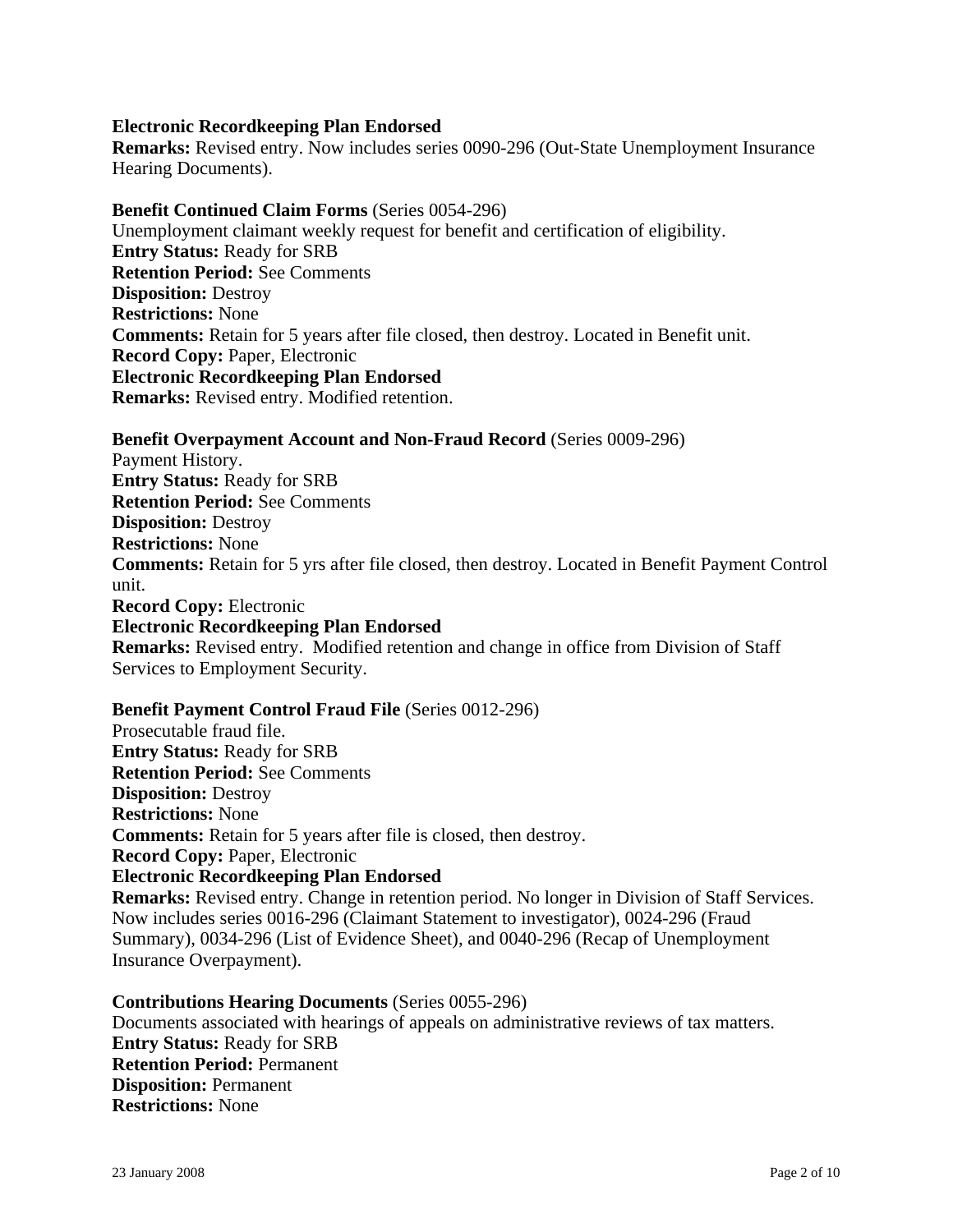**Electronic Recordkeeping Plan Endorsed**
**Remarks:** Revised entry. Now includes series 0090-296 (Out-State Unemployment Insurance Hearing Documents).

**Benefit Continued Claim Forms** (Series 0054-296)
Unemployment claimant weekly request for benefit and certification of eligibility.
**Entry Status:** Ready for SRB
**Retention Period:** See Comments
**Disposition:** Destroy
**Restrictions:** None
**Comments:** Retain for 5 years after file closed, then destroy. Located in Benefit unit.
**Record Copy:** Paper, Electronic
**Electronic Recordkeeping Plan Endorsed**
**Remarks:** Revised entry. Modified retention.

**Benefit Overpayment Account and Non-Fraud Record** (Series 0009-296)
Payment History.
**Entry Status:** Ready for SRB
**Retention Period:** See Comments
**Disposition:** Destroy
**Restrictions:** None
**Comments:** Retain for 5 yrs after file closed, then destroy. Located in Benefit Payment Control unit.
**Record Copy:** Electronic
**Electronic Recordkeeping Plan Endorsed**
**Remarks:** Revised entry. Modified retention and change in office from Division of Staff Services to Employment Security.

**Benefit Payment Control Fraud File** (Series 0012-296)
Prosecutable fraud file.
**Entry Status:** Ready for SRB
**Retention Period:** See Comments
**Disposition:** Destroy
**Restrictions:** None
**Comments:** Retain for 5 years after file is closed, then destroy.
**Record Copy:** Paper, Electronic
**Electronic Recordkeeping Plan Endorsed**
**Remarks:** Revised entry. Change in retention period. No longer in Division of Staff Services. Now includes series 0016-296 (Claimant Statement to investigator), 0024-296 (Fraud Summary), 0034-296 (List of Evidence Sheet), and 0040-296 (Recap of Unemployment Insurance Overpayment).

**Contributions Hearing Documents** (Series 0055-296)
Documents associated with hearings of appeals on administrative reviews of tax matters.
**Entry Status:** Ready for SRB
**Retention Period:** Permanent
**Disposition:** Permanent
**Restrictions:** None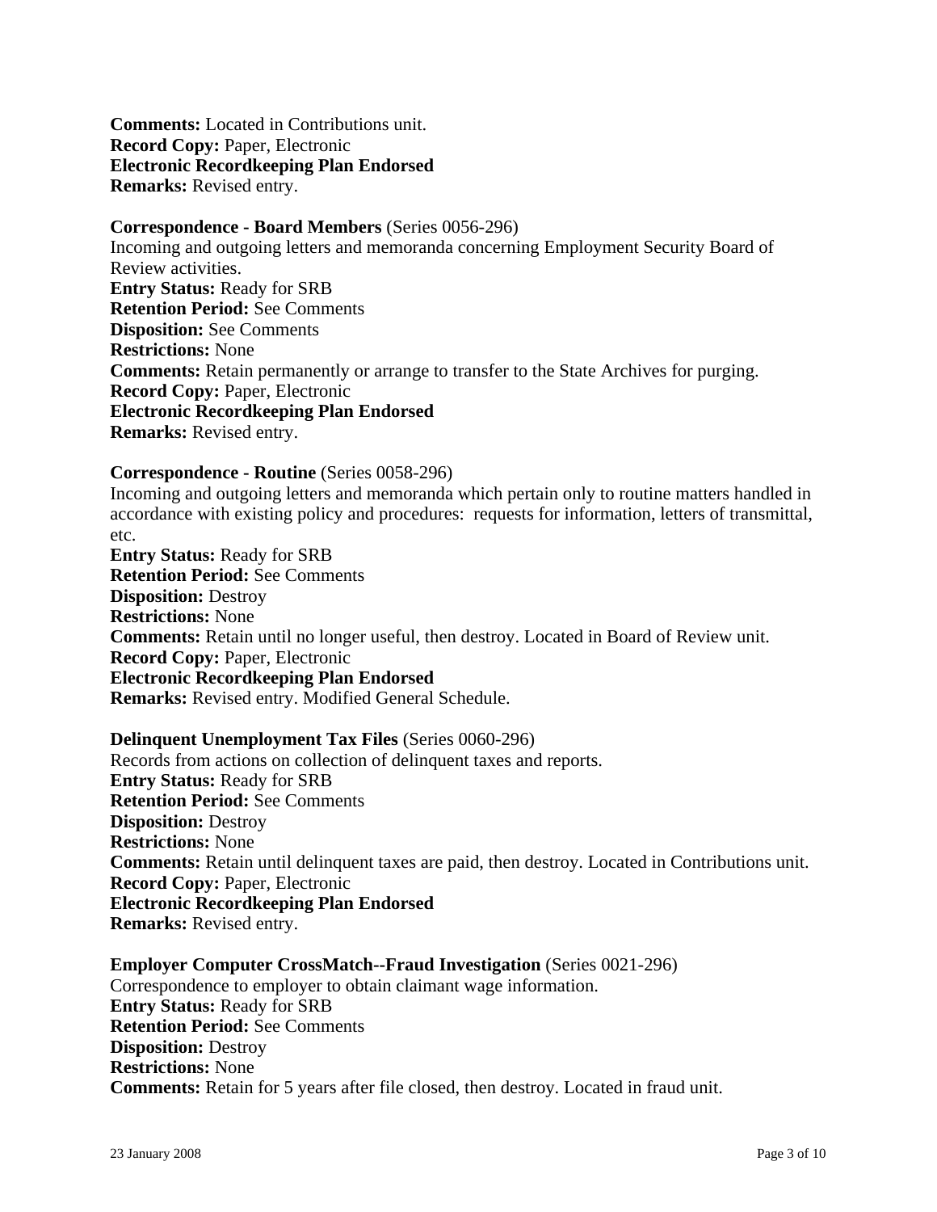**Comments:** Located in Contributions unit.
**Record Copy:** Paper, Electronic
**Electronic Recordkeeping Plan Endorsed**
**Remarks:** Revised entry.

**Correspondence - Board Members** (Series 0056-296)
Incoming and outgoing letters and memoranda concerning Employment Security Board of Review activities.
**Entry Status:** Ready for SRB
**Retention Period:** See Comments
**Disposition:** See Comments
**Restrictions:** None
**Comments:** Retain permanently or arrange to transfer to the State Archives for purging.
**Record Copy:** Paper, Electronic
**Electronic Recordkeeping Plan Endorsed**
**Remarks:** Revised entry.

**Correspondence - Routine** (Series 0058-296)
Incoming and outgoing letters and memoranda which pertain only to routine matters handled in accordance with existing policy and procedures: requests for information, letters of transmittal, etc.
**Entry Status:** Ready for SRB
**Retention Period:** See Comments
**Disposition:** Destroy
**Restrictions:** None
**Comments:** Retain until no longer useful, then destroy. Located in Board of Review unit.
**Record Copy:** Paper, Electronic
**Electronic Recordkeeping Plan Endorsed**
**Remarks:** Revised entry. Modified General Schedule.

**Delinquent Unemployment Tax Files** (Series 0060-296)
Records from actions on collection of delinquent taxes and reports.
**Entry Status:** Ready for SRB
**Retention Period:** See Comments
**Disposition:** Destroy
**Restrictions:** None
**Comments:** Retain until delinquent taxes are paid, then destroy. Located in Contributions unit.
**Record Copy:** Paper, Electronic
**Electronic Recordkeeping Plan Endorsed**
**Remarks:** Revised entry.

**Employer Computer CrossMatch--Fraud Investigation** (Series 0021-296)
Correspondence to employer to obtain claimant wage information.
**Entry Status:** Ready for SRB
**Retention Period:** See Comments
**Disposition:** Destroy
**Restrictions:** None
**Comments:** Retain for 5 years after file closed, then destroy. Located in fraud unit.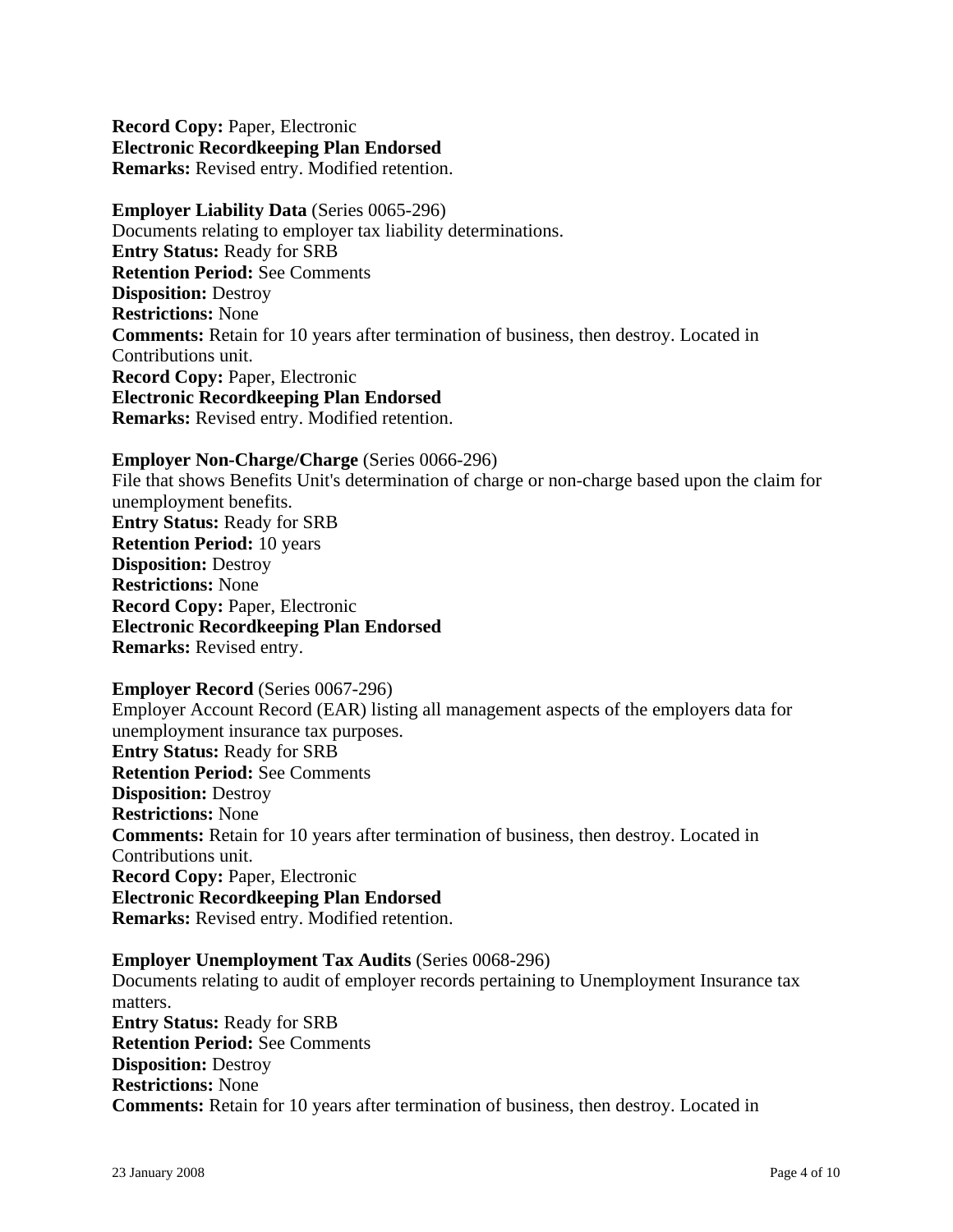**Record Copy:** Paper, Electronic
**Electronic Recordkeeping Plan Endorsed**
**Remarks:** Revised entry. Modified retention.

**Employer Liability Data** (Series 0065-296)
Documents relating to employer tax liability determinations.
**Entry Status:** Ready for SRB
**Retention Period:** See Comments
**Disposition:** Destroy
**Restrictions:** None
**Comments:** Retain for 10 years after termination of business, then destroy. Located in Contributions unit.
**Record Copy:** Paper, Electronic
**Electronic Recordkeeping Plan Endorsed**
**Remarks:** Revised entry. Modified retention.

**Employer Non-Charge/Charge** (Series 0066-296)
File that shows Benefits Unit's determination of charge or non-charge based upon the claim for unemployment benefits.
**Entry Status:** Ready for SRB
**Retention Period:** 10 years
**Disposition:** Destroy
**Restrictions:** None
**Record Copy:** Paper, Electronic
**Electronic Recordkeeping Plan Endorsed**
**Remarks:** Revised entry.

**Employer Record** (Series 0067-296)
Employer Account Record (EAR) listing all management aspects of the employers data for unemployment insurance tax purposes.
**Entry Status:** Ready for SRB
**Retention Period:** See Comments
**Disposition:** Destroy
**Restrictions:** None
**Comments:** Retain for 10 years after termination of business, then destroy. Located in Contributions unit.
**Record Copy:** Paper, Electronic
**Electronic Recordkeeping Plan Endorsed**
**Remarks:** Revised entry. Modified retention.

**Employer Unemployment Tax Audits** (Series 0068-296)
Documents relating to audit of employer records pertaining to Unemployment Insurance tax matters.
**Entry Status:** Ready for SRB
**Retention Period:** See Comments
**Disposition:** Destroy
**Restrictions:** None
**Comments:** Retain for 10 years after termination of business, then destroy. Located in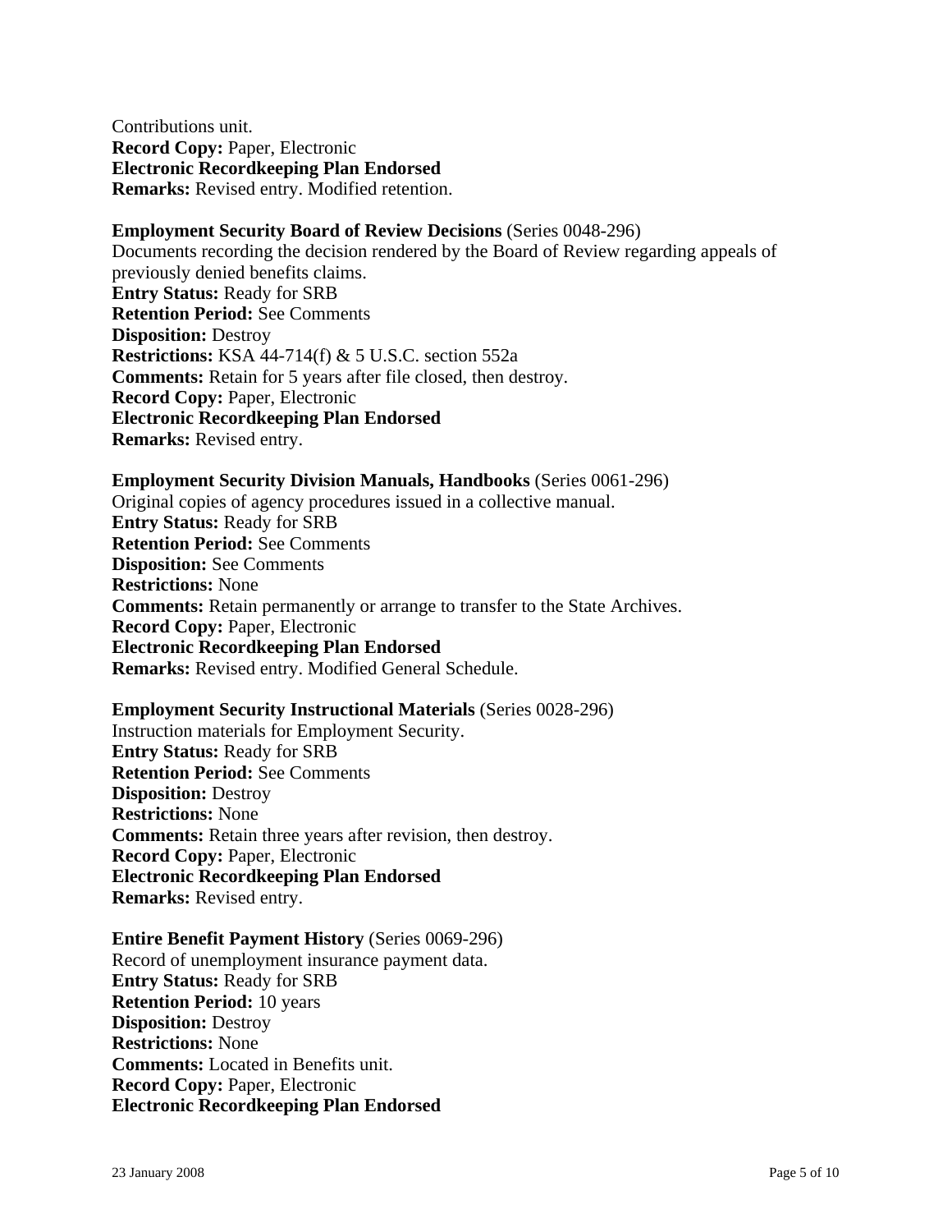Contributions unit.
**Record Copy:** Paper, Electronic
**Electronic Recordkeeping Plan Endorsed**
**Remarks:** Revised entry. Modified retention.

**Employment Security Board of Review Decisions** (Series 0048-296)
Documents recording the decision rendered by the Board of Review regarding appeals of previously denied benefits claims.
**Entry Status:** Ready for SRB
**Retention Period:** See Comments
**Disposition:** Destroy
**Restrictions:** KSA 44-714(f) & 5 U.S.C. section 552a
**Comments:** Retain for 5 years after file closed, then destroy.
**Record Copy:** Paper, Electronic
**Electronic Recordkeeping Plan Endorsed**
**Remarks:** Revised entry.

**Employment Security Division Manuals, Handbooks** (Series 0061-296)
Original copies of agency procedures issued in a collective manual.
**Entry Status:** Ready for SRB
**Retention Period:** See Comments
**Disposition:** See Comments
**Restrictions:** None
**Comments:** Retain permanently or arrange to transfer to the State Archives.
**Record Copy:** Paper, Electronic
**Electronic Recordkeeping Plan Endorsed**
**Remarks:** Revised entry. Modified General Schedule.

**Employment Security Instructional Materials** (Series 0028-296)
Instruction materials for Employment Security.
**Entry Status:** Ready for SRB
**Retention Period:** See Comments
**Disposition:** Destroy
**Restrictions:** None
**Comments:** Retain three years after revision, then destroy.
**Record Copy:** Paper, Electronic
**Electronic Recordkeeping Plan Endorsed**
**Remarks:** Revised entry.

**Entire Benefit Payment History** (Series 0069-296)
Record of unemployment insurance payment data.
**Entry Status:** Ready for SRB
**Retention Period:** 10 years
**Disposition:** Destroy
**Restrictions:** None
**Comments:** Located in Benefits unit.
**Record Copy:** Paper, Electronic
**Electronic Recordkeeping Plan Endorsed**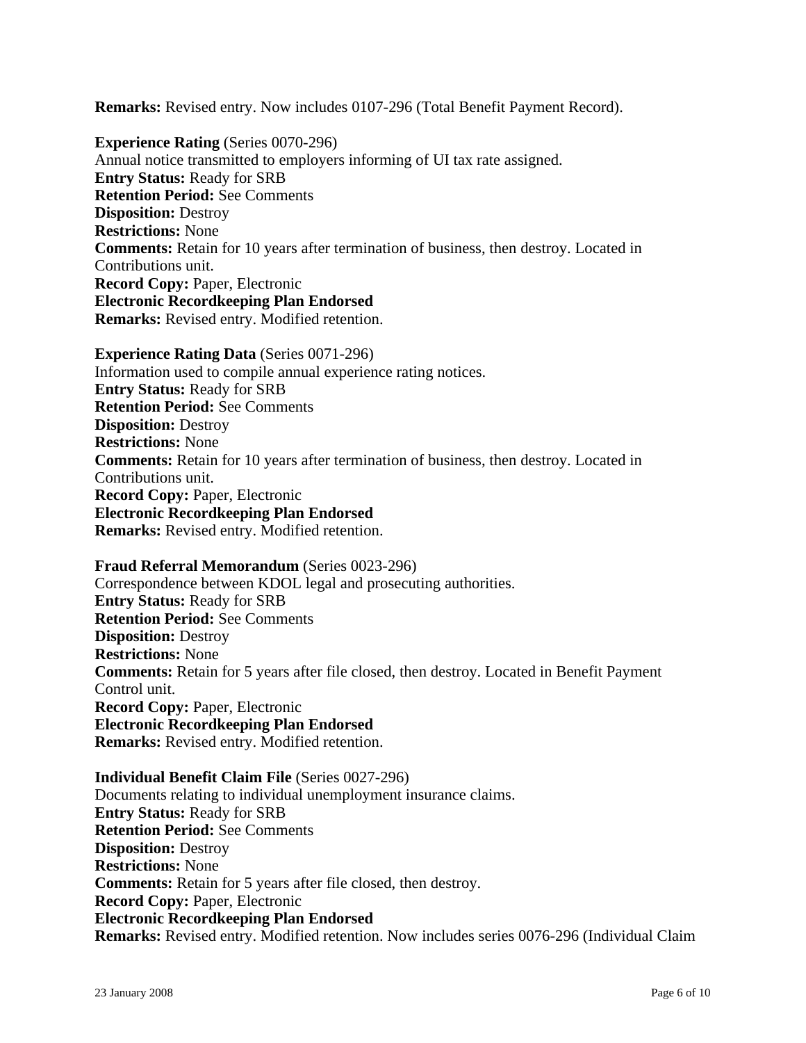**Remarks:** Revised entry. Now includes 0107-296 (Total Benefit Payment Record).

**Experience Rating** (Series 0070-296)
Annual notice transmitted to employers informing of UI tax rate assigned.
**Entry Status:** Ready for SRB
**Retention Period:** See Comments
**Disposition:** Destroy
**Restrictions:** None
**Comments:** Retain for 10 years after termination of business, then destroy. Located in Contributions unit.
**Record Copy:** Paper, Electronic
**Electronic Recordkeeping Plan Endorsed**
**Remarks:** Revised entry. Modified retention.

**Experience Rating Data** (Series 0071-296)
Information used to compile annual experience rating notices.
**Entry Status:** Ready for SRB
**Retention Period:** See Comments
**Disposition:** Destroy
**Restrictions:** None
**Comments:** Retain for 10 years after termination of business, then destroy. Located in Contributions unit.
**Record Copy:** Paper, Electronic
**Electronic Recordkeeping Plan Endorsed**
**Remarks:** Revised entry. Modified retention.

**Fraud Referral Memorandum** (Series 0023-296)
Correspondence between KDOL legal and prosecuting authorities.
**Entry Status:** Ready for SRB
**Retention Period:** See Comments
**Disposition:** Destroy
**Restrictions:** None
**Comments:** Retain for 5 years after file closed, then destroy. Located in Benefit Payment Control unit.
**Record Copy:** Paper, Electronic
**Electronic Recordkeeping Plan Endorsed**
**Remarks:** Revised entry. Modified retention.

**Individual Benefit Claim File** (Series 0027-296)
Documents relating to individual unemployment insurance claims.
**Entry Status:** Ready for SRB
**Retention Period:** See Comments
**Disposition:** Destroy
**Restrictions:** None
**Comments:** Retain for 5 years after file closed, then destroy.
**Record Copy:** Paper, Electronic
**Electronic Recordkeeping Plan Endorsed**
**Remarks:** Revised entry. Modified retention. Now includes series 0076-296 (Individual Claim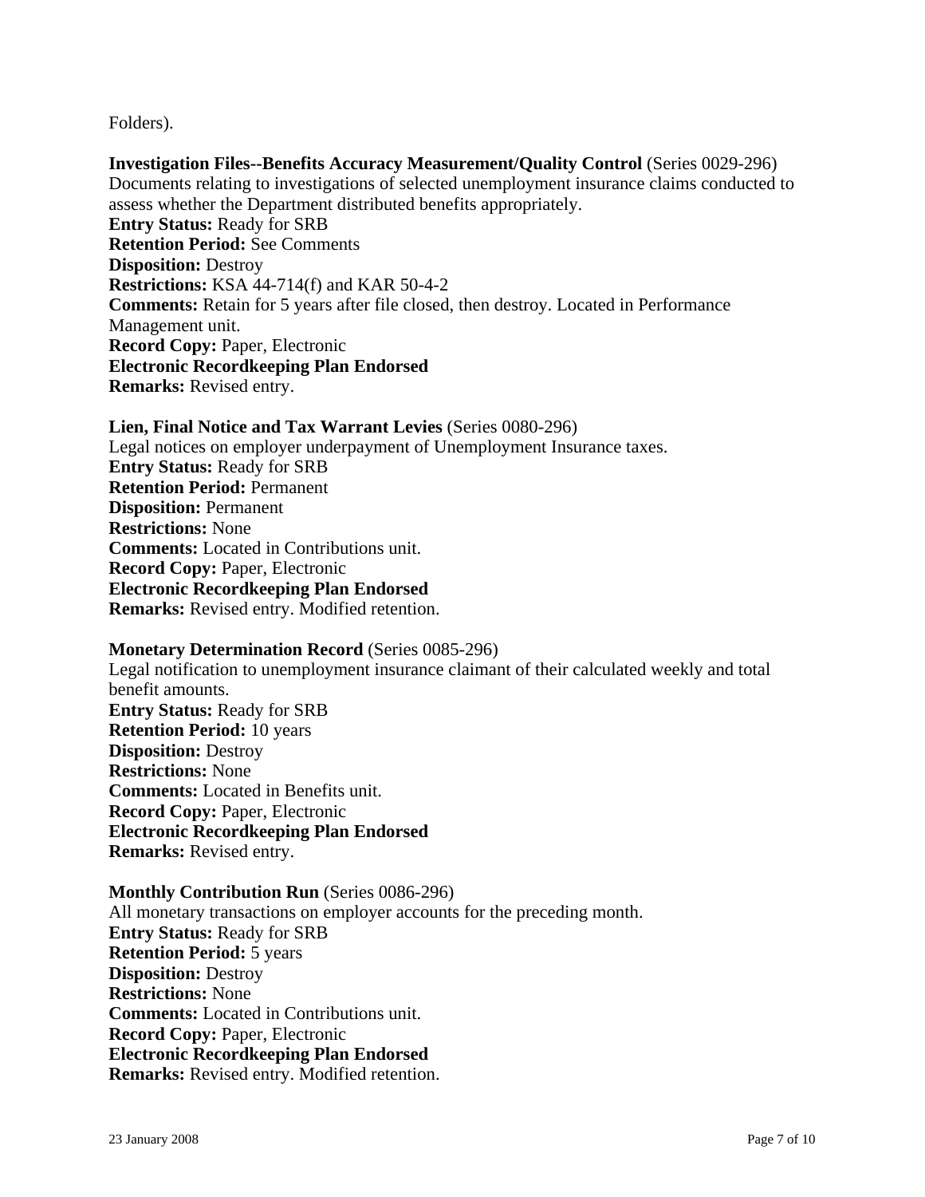Folders).

**Investigation Files--Benefits Accuracy Measurement/Quality Control** (Series 0029-296)
Documents relating to investigations of selected unemployment insurance claims conducted to assess whether the Department distributed benefits appropriately.
**Entry Status:** Ready for SRB
**Retention Period:** See Comments
**Disposition:** Destroy
**Restrictions:** KSA 44-714(f) and KAR 50-4-2
**Comments:** Retain for 5 years after file closed, then destroy. Located in Performance Management unit.
**Record Copy:** Paper, Electronic
**Electronic Recordkeeping Plan Endorsed**
**Remarks:** Revised entry.

**Lien, Final Notice and Tax Warrant Levies** (Series 0080-296)
Legal notices on employer underpayment of Unemployment Insurance taxes.
**Entry Status:** Ready for SRB
**Retention Period:** Permanent
**Disposition:** Permanent
**Restrictions:** None
**Comments:** Located in Contributions unit.
**Record Copy:** Paper, Electronic
**Electronic Recordkeeping Plan Endorsed**
**Remarks:** Revised entry. Modified retention.

**Monetary Determination Record** (Series 0085-296)
Legal notification to unemployment insurance claimant of their calculated weekly and total benefit amounts.
**Entry Status:** Ready for SRB
**Retention Period:** 10 years
**Disposition:** Destroy
**Restrictions:** None
**Comments:** Located in Benefits unit.
**Record Copy:** Paper, Electronic
**Electronic Recordkeeping Plan Endorsed**
**Remarks:** Revised entry.

**Monthly Contribution Run** (Series 0086-296)
All monetary transactions on employer accounts for the preceding month.
**Entry Status:** Ready for SRB
**Retention Period:** 5 years
**Disposition:** Destroy
**Restrictions:** None
**Comments:** Located in Contributions unit.
**Record Copy:** Paper, Electronic
**Electronic Recordkeeping Plan Endorsed**
**Remarks:** Revised entry. Modified retention.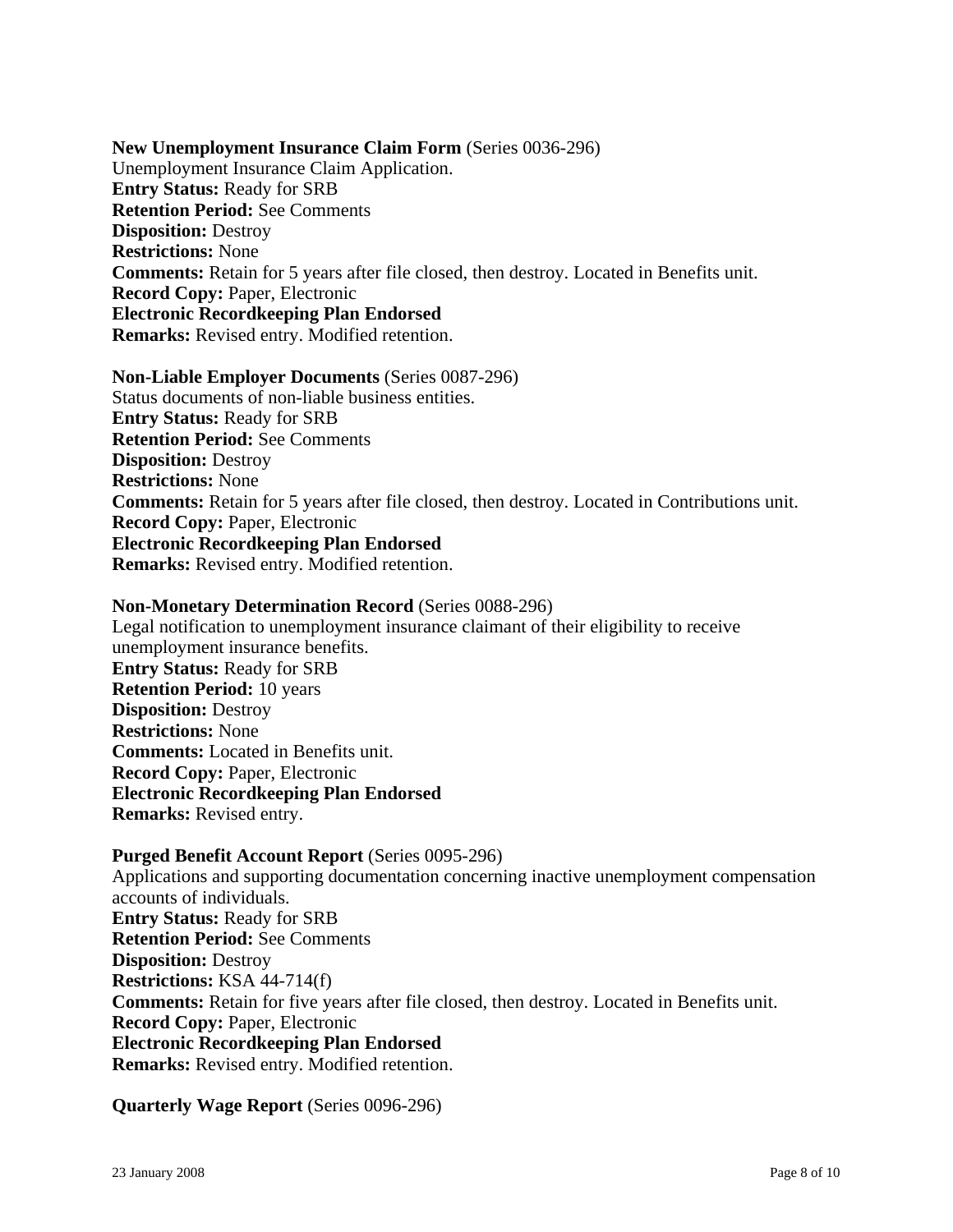**New Unemployment Insurance Claim Form** (Series 0036-296)
Unemployment Insurance Claim Application.
**Entry Status:** Ready for SRB
**Retention Period:** See Comments
**Disposition:** Destroy
**Restrictions:** None
**Comments:** Retain for 5 years after file closed, then destroy. Located in Benefits unit.
**Record Copy:** Paper, Electronic
**Electronic Recordkeeping Plan Endorsed**
**Remarks:** Revised entry. Modified retention.

**Non-Liable Employer Documents** (Series 0087-296)
Status documents of non-liable business entities.
**Entry Status:** Ready for SRB
**Retention Period:** See Comments
**Disposition:** Destroy
**Restrictions:** None
**Comments:** Retain for 5 years after file closed, then destroy. Located in Contributions unit.
**Record Copy:** Paper, Electronic
**Electronic Recordkeeping Plan Endorsed**
**Remarks:** Revised entry. Modified retention.

**Non-Monetary Determination Record** (Series 0088-296)
Legal notification to unemployment insurance claimant of their eligibility to receive unemployment insurance benefits.
**Entry Status:** Ready for SRB
**Retention Period:** 10 years
**Disposition:** Destroy
**Restrictions:** None
**Comments:** Located in Benefits unit.
**Record Copy:** Paper, Electronic
**Electronic Recordkeeping Plan Endorsed**
**Remarks:** Revised entry.

**Purged Benefit Account Report** (Series 0095-296)
Applications and supporting documentation concerning inactive unemployment compensation accounts of individuals.
**Entry Status:** Ready for SRB
**Retention Period:** See Comments
**Disposition:** Destroy
**Restrictions:** KSA 44-714(f)
**Comments:** Retain for five years after file closed, then destroy. Located in Benefits unit.
**Record Copy:** Paper, Electronic
**Electronic Recordkeeping Plan Endorsed**
**Remarks:** Revised entry. Modified retention.

**Quarterly Wage Report** (Series 0096-296)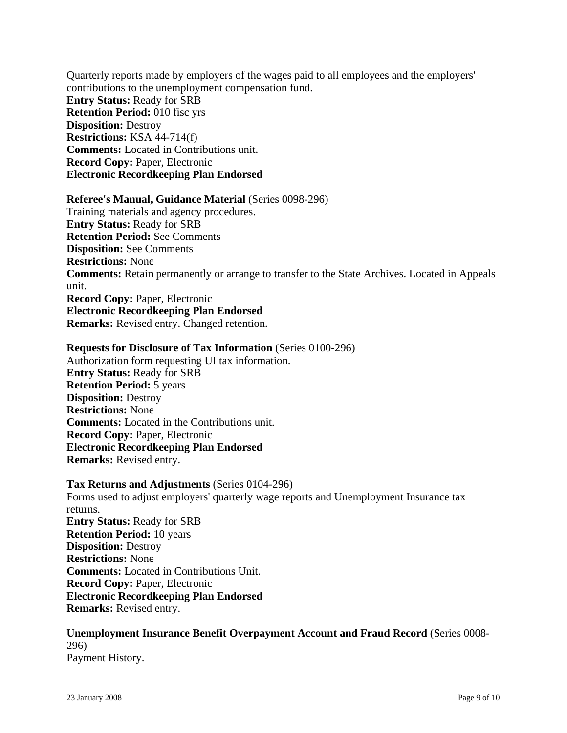Quarterly reports made by employers of the wages paid to all employees and the employers' contributions to the unemployment compensation fund.
**Entry Status:** Ready for SRB
**Retention Period:** 010 fisc yrs
**Disposition:** Destroy
**Restrictions:** KSA 44-714(f)
**Comments:** Located in Contributions unit.
**Record Copy:** Paper, Electronic
**Electronic Recordkeeping Plan Endorsed**

**Referee's Manual, Guidance Material** (Series 0098-296)
Training materials and agency procedures.
**Entry Status:** Ready for SRB
**Retention Period:** See Comments
**Disposition:** See Comments
**Restrictions:** None
**Comments:** Retain permanently or arrange to transfer to the State Archives. Located in Appeals unit.
**Record Copy:** Paper, Electronic
**Electronic Recordkeeping Plan Endorsed**
**Remarks:** Revised entry. Changed retention.

**Requests for Disclosure of Tax Information** (Series 0100-296)
Authorization form requesting UI tax information.
**Entry Status:** Ready for SRB
**Retention Period:** 5 years
**Disposition:** Destroy
**Restrictions:** None
**Comments:** Located in the Contributions unit.
**Record Copy:** Paper, Electronic
**Electronic Recordkeeping Plan Endorsed**
**Remarks:** Revised entry.

**Tax Returns and Adjustments** (Series 0104-296)
Forms used to adjust employers' quarterly wage reports and Unemployment Insurance tax returns.
**Entry Status:** Ready for SRB
**Retention Period:** 10 years
**Disposition:** Destroy
**Restrictions:** None
**Comments:** Located in Contributions Unit.
**Record Copy:** Paper, Electronic
**Electronic Recordkeeping Plan Endorsed**
**Remarks:** Revised entry.

**Unemployment Insurance Benefit Overpayment Account and Fraud Record** (Series 0008-296)
Payment History.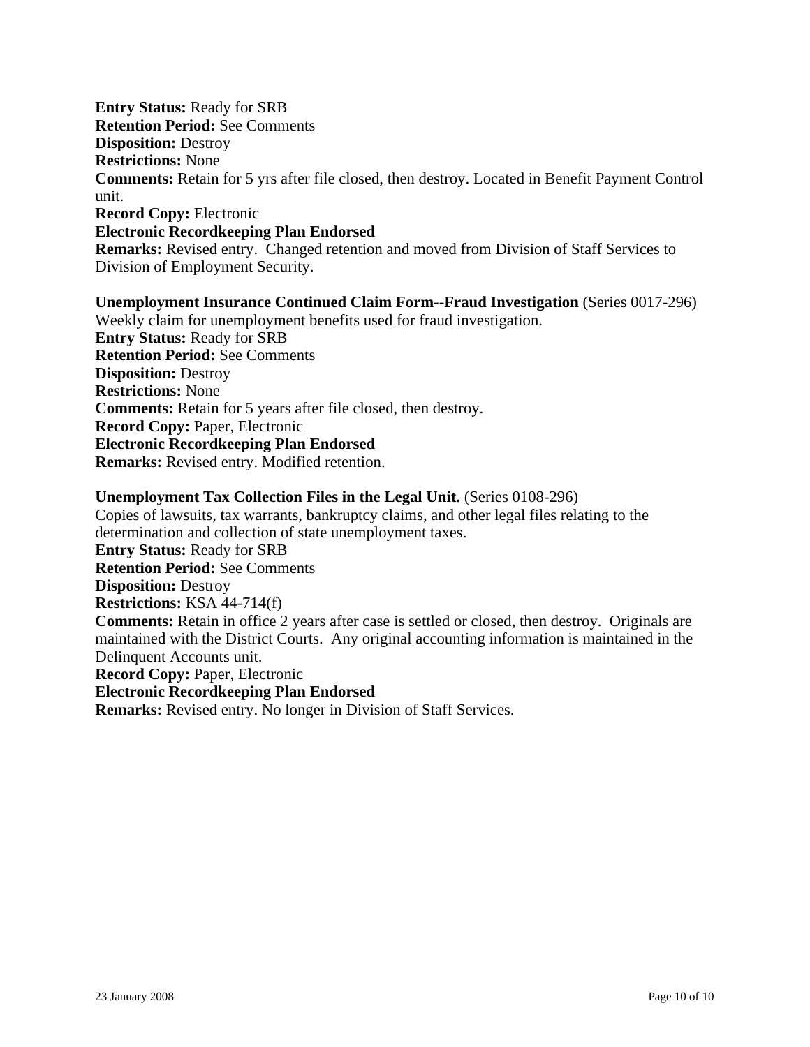**Entry Status:** Ready for SRB
**Retention Period:** See Comments
**Disposition:** Destroy
**Restrictions:** None
**Comments:** Retain for 5 yrs after file closed, then destroy. Located in Benefit Payment Control unit.
**Record Copy:** Electronic
**Electronic Recordkeeping Plan Endorsed**
**Remarks:** Revised entry. Changed retention and moved from Division of Staff Services to Division of Employment Security.

**Unemployment Insurance Continued Claim Form--Fraud Investigation** (Series 0017-296)
Weekly claim for unemployment benefits used for fraud investigation.
**Entry Status:** Ready for SRB
**Retention Period:** See Comments
**Disposition:** Destroy
**Restrictions:** None
**Comments:** Retain for 5 years after file closed, then destroy.
**Record Copy:** Paper, Electronic
**Electronic Recordkeeping Plan Endorsed**
**Remarks:** Revised entry. Modified retention.

**Unemployment Tax Collection Files in the Legal Unit.** (Series 0108-296)
Copies of lawsuits, tax warrants, bankruptcy claims, and other legal files relating to the determination and collection of state unemployment taxes.
**Entry Status:** Ready for SRB
**Retention Period:** See Comments
**Disposition:** Destroy
**Restrictions:** KSA 44-714(f)
**Comments:** Retain in office 2 years after case is settled or closed, then destroy. Originals are maintained with the District Courts. Any original accounting information is maintained in the Delinquent Accounts unit.
**Record Copy:** Paper, Electronic
**Electronic Recordkeeping Plan Endorsed**
**Remarks:** Revised entry. No longer in Division of Staff Services.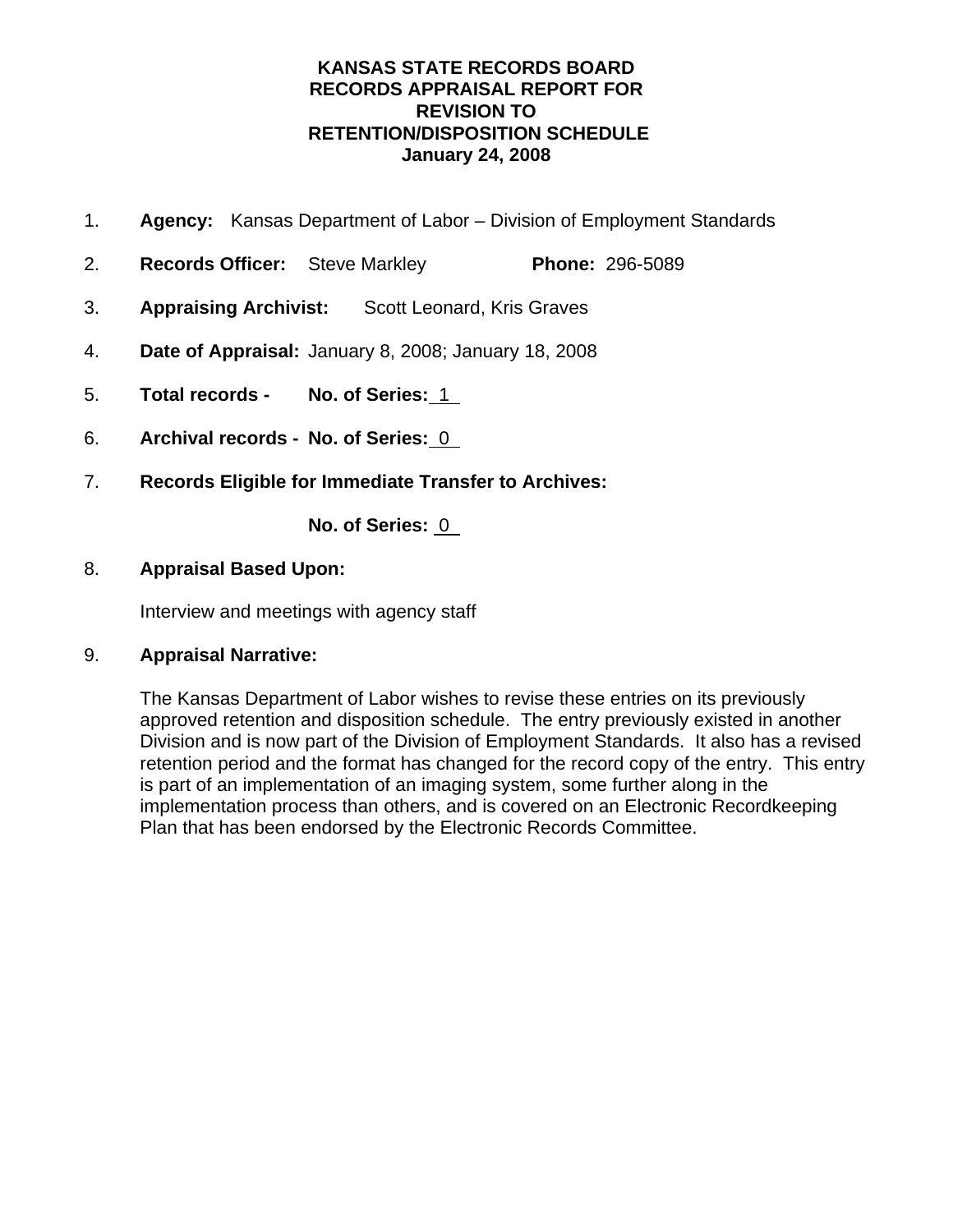# KANSAS STATE RECORDS BOARD
# RECORDS APPRAISAL REPORT FOR
# REVISION TO
# RETENTION/DISPOSITION SCHEDULE
## January 24, 2008

1. **Agency:** Kansas Department of Labor – Division of Employment Standards

2. **Records Officer:** Steve Markley **Phone:** 296-5089

3. **Appraising Archivist:** Scott Leonard, Kris Graves

4. **Date of Appraisal:** January 8, 2008; January 18, 2008

5. **Total records - No. of Series:** 1

6. **Archival records - No. of Series:** 0

7. **Records Eligible for Immediate Transfer to Archives:**

   **No. of Series:** 0

8. **Appraisal Based Upon:**

   Interview and meetings with agency staff

9. **Appraisal Narrative:**

   The Kansas Department of Labor wishes to revise these entries on its previously approved retention and disposition schedule. The entry previously existed in another Division and is now part of the Division of Employment Standards. It also has a revised retention period and the format has changed for the record copy of the entry. This entry is part of an implementation of an imaging system, some further along in the implementation process than others, and is covered on an Electronic Recordkeeping Plan that has been endorsed by the Electronic Records Committee.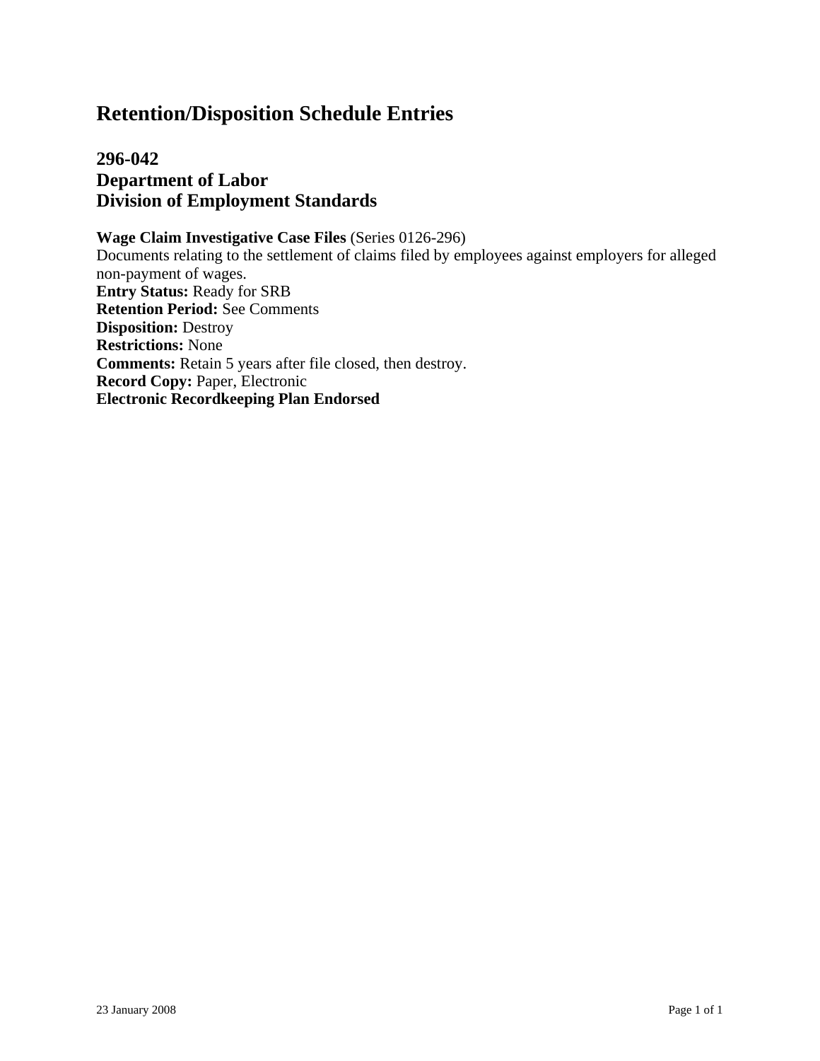# Retention/Disposition Schedule Entries

## 296-042
## Department of Labor
## Division of Employment Standards

**Wage Claim Investigative Case Files** (Series 0126-296)
Documents relating to the settlement of claims filed by employees against employers for alleged non-payment of wages.
**Entry Status:** Ready for SRB
**Retention Period:** See Comments
**Disposition:** Destroy
**Restrictions:** None
**Comments:** Retain 5 years after file closed, then destroy.
**Record Copy:** Paper, Electronic
**Electronic Recordkeeping Plan Endorsed**

23 January 2008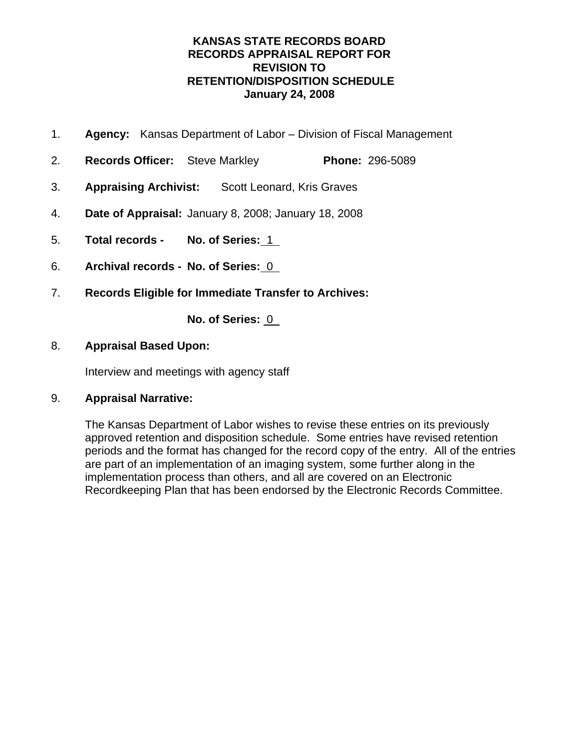# KANSAS STATE RECORDS BOARD
## RECORDS APPRAISAL REPORT FOR REVISION TO RETENTION/DISPOSITION SCHEDULE
### January 24, 2008

1. **Agency:** Kansas Department of Labor – Division of Fiscal Management

2. **Records Officer:** Steve Markley **Phone:** 296-5089

3. **Appraising Archivist:** Scott Leonard, Kris Graves

4. **Date of Appraisal:** January 8, 2008; January 18, 2008

5. **Total records - No. of Series:** 1

6. **Archival records - No. of Series:** 0

7. **Records Eligible for Immediate Transfer to Archives:**

   **No. of Series:** 0

8. **Appraisal Based Upon:**

   Interview and meetings with agency staff

9. **Appraisal Narrative:**

   The Kansas Department of Labor wishes to revise these entries on its previously approved retention and disposition schedule. Some entries have revised retention periods and the format has changed for the record copy of the entry. All of the entries are part of an implementation of an imaging system, some further along in the implementation process than others, and all are covered on an Electronic Recordkeeping Plan that has been endorsed by the Electronic Records Committee.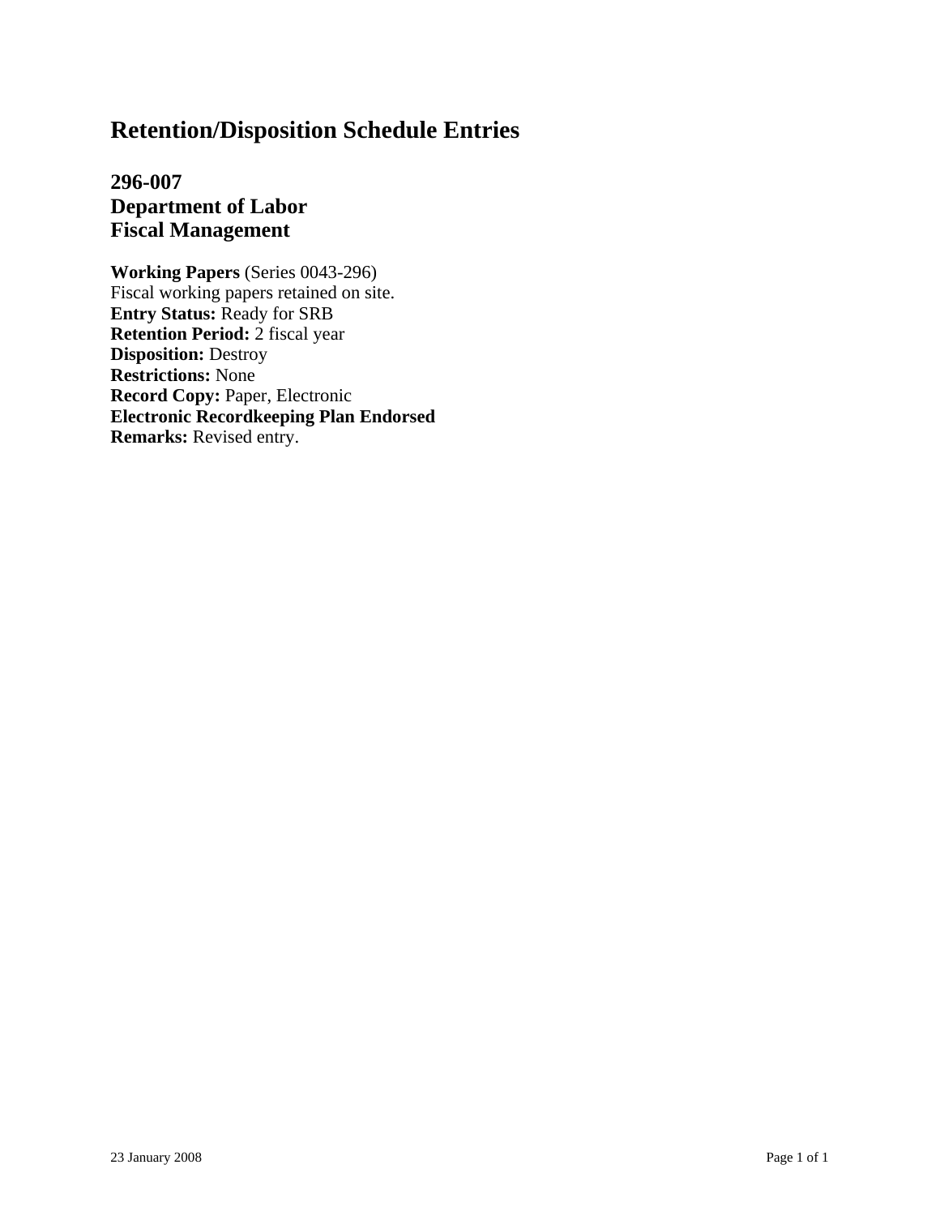# Retention/Disposition Schedule Entries

## 296-007
## Department of Labor
## Fiscal Management

**Working Papers** (Series 0043-296)
Fiscal working papers retained on site.
**Entry Status:** Ready for SRB
**Retention Period:** 2 fiscal year
**Disposition:** Destroy
**Restrictions:** None
**Record Copy:** Paper, Electronic
**Electronic Recordkeeping Plan Endorsed**
**Remarks:** Revised entry.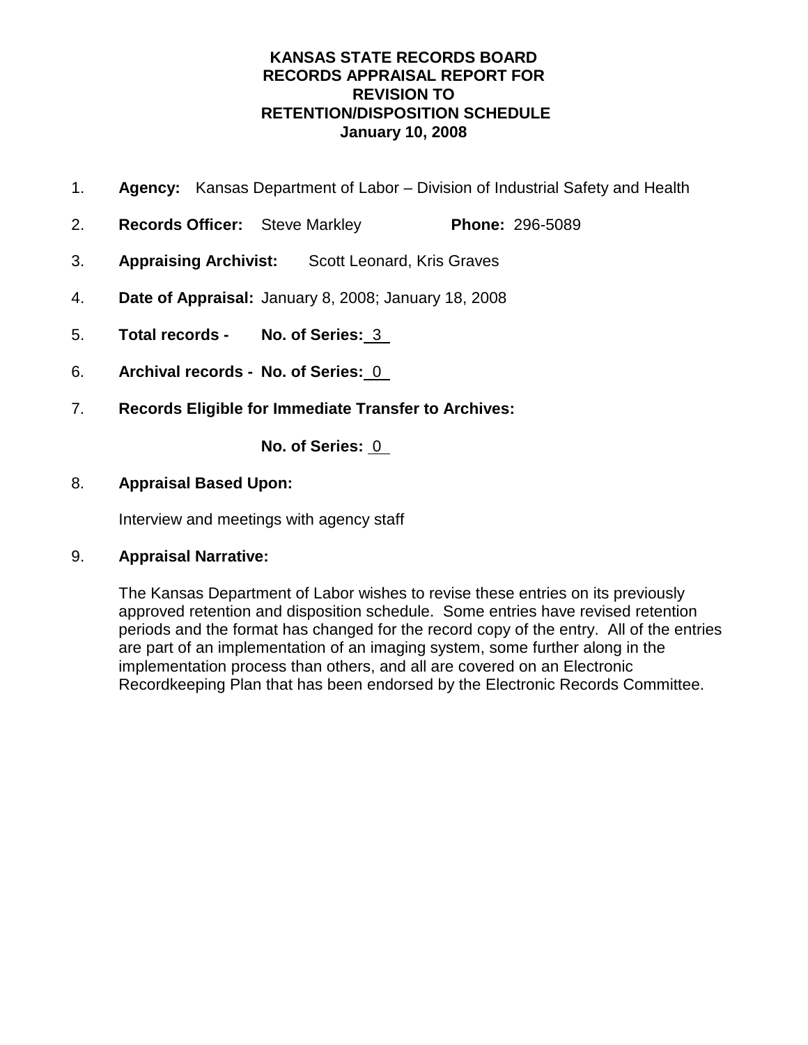# KANSAS STATE RECORDS BOARD
# RECORDS APPRAISAL REPORT FOR REVISION TO RETENTION/DISPOSITION SCHEDULE
## January 10, 2008

1. **Agency:** Kansas Department of Labor – Division of Industrial Safety and Health

2. **Records Officer:** Steve Markley **Phone:** 296-5089

3. **Appraising Archivist:** Scott Leonard, Kris Graves

4. **Date of Appraisal:** January 8, 2008; January 18, 2008

5. **Total records - No. of Series:** 3

6. **Archival records - No. of Series:** 0

7. **Records Eligible for Immediate Transfer to Archives:**

   **No. of Series:** 0

8. **Appraisal Based Upon:**

   Interview and meetings with agency staff

9. **Appraisal Narrative:**

   The Kansas Department of Labor wishes to revise these entries on its previously approved retention and disposition schedule. Some entries have revised retention periods and the format has changed for the record copy of the entry. All of the entries are part of an implementation of an imaging system, some further along in the implementation process than others, and all are covered on an Electronic Recordkeeping Plan that has been endorsed by the Electronic Records Committee.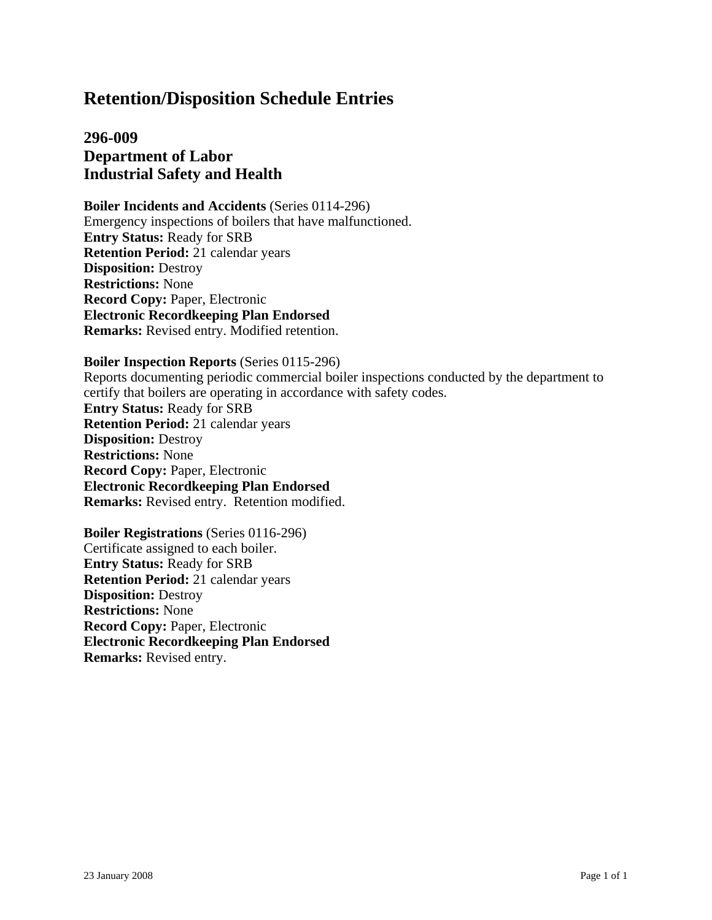# Retention/Disposition Schedule Entries

## 296-009
## Department of Labor
## Industrial Safety and Health

**Boiler Incidents and Accidents** (Series 0114-296)
Emergency inspections of boilers that have malfunctioned.
**Entry Status:** Ready for SRB
**Retention Period:** 21 calendar years
**Disposition:** Destroy
**Restrictions:** None
**Record Copy:** Paper, Electronic
**Electronic Recordkeeping Plan Endorsed**
**Remarks:** Revised entry. Modified retention.

**Boiler Inspection Reports** (Series 0115-296)
Reports documenting periodic commercial boiler inspections conducted by the department to certify that boilers are operating in accordance with safety codes.
**Entry Status:** Ready for SRB
**Retention Period:** 21 calendar years
**Disposition:** Destroy
**Restrictions:** None
**Record Copy:** Paper, Electronic
**Electronic Recordkeeping Plan Endorsed**
**Remarks:** Revised entry. Retention modified.

**Boiler Registrations** (Series 0116-296)
Certificate assigned to each boiler.
**Entry Status:** Ready for SRB
**Retention Period:** 21 calendar years
**Disposition:** Destroy
**Restrictions:** None
**Record Copy:** Paper, Electronic
**Electronic Recordkeeping Plan Endorsed**
**Remarks:** Revised entry.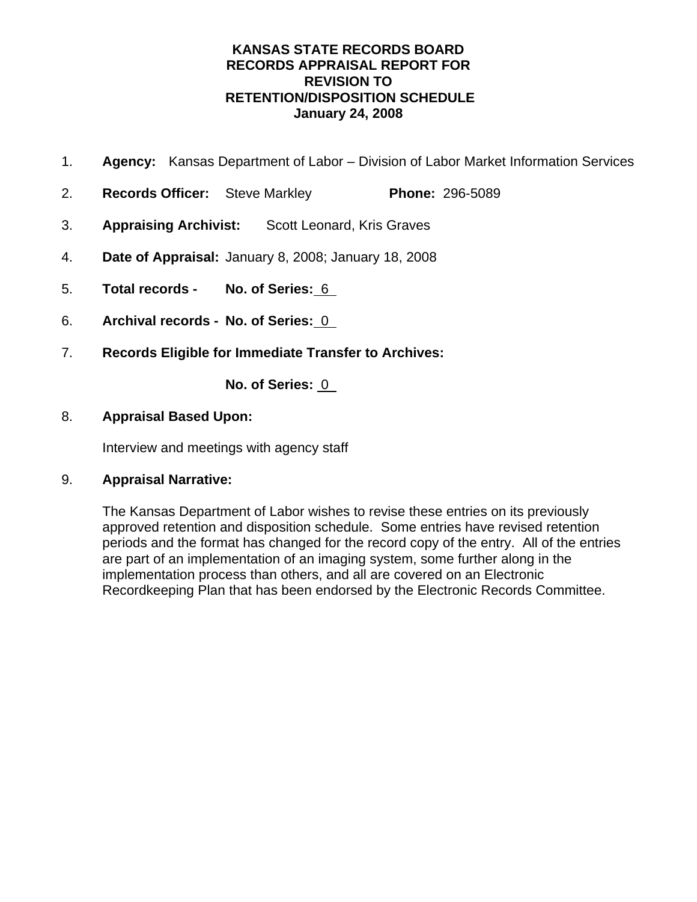# KANSAS STATE RECORDS BOARD
# RECORDS APPRAISAL REPORT FOR
# REVISION TO
# RETENTION/DISPOSITION SCHEDULE
# January 24, 2008

1. **Agency:** Kansas Department of Labor – Division of Labor Market Information Services

2. **Records Officer:** Steve Markley **Phone:** 296-5089

3. **Appraising Archivist:** Scott Leonard, Kris Graves

4. **Date of Appraisal:** January 8, 2008; January 18, 2008

5. **Total records - No. of Series:** 6

6. **Archival records - No. of Series:** 0

7. **Records Eligible for Immediate Transfer to Archives:**

   **No. of Series:** 0

8. **Appraisal Based Upon:**

   Interview and meetings with agency staff

9. **Appraisal Narrative:**

   The Kansas Department of Labor wishes to revise these entries on its previously approved retention and disposition schedule. Some entries have revised retention periods and the format has changed for the record copy of the entry. All of the entries are part of an implementation of an imaging system, some further along in the implementation process than others, and all are covered on an Electronic Recordkeeping Plan that has been endorsed by the Electronic Records Committee.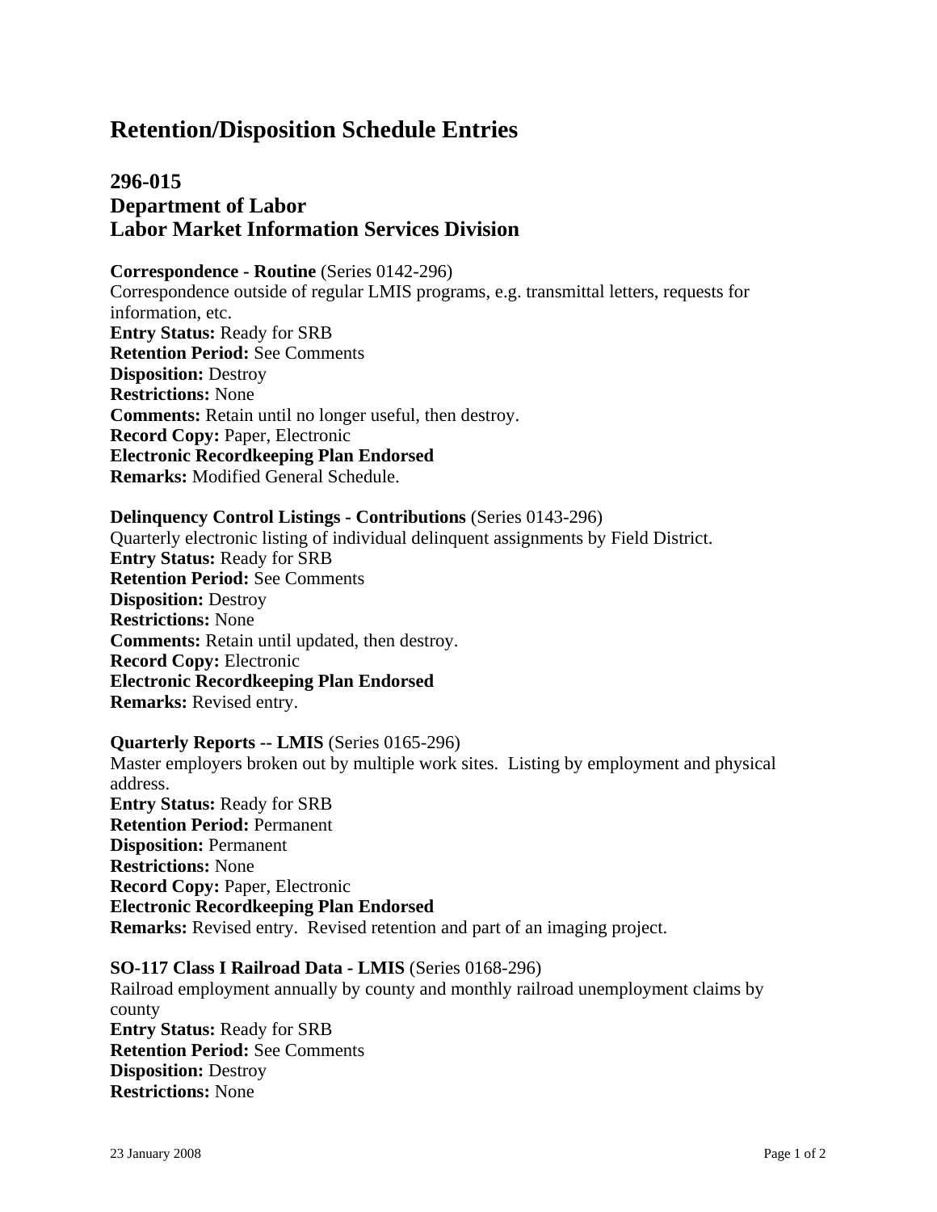# Retention/Disposition Schedule Entries

## 296-015
## Department of Labor
## Labor Market Information Services Division

**Correspondence - Routine** (Series 0142-296)
Correspondence outside of regular LMIS programs, e.g. transmittal letters, requests for information, etc.
**Entry Status:** Ready for SRB
**Retention Period:** See Comments
**Disposition:** Destroy
**Restrictions:** None
**Comments:** Retain until no longer useful, then destroy.
**Record Copy:** Paper, Electronic
**Electronic Recordkeeping Plan Endorsed**
**Remarks:** Modified General Schedule.

**Delinquency Control Listings - Contributions** (Series 0143-296)
Quarterly electronic listing of individual delinquent assignments by Field District.
**Entry Status:** Ready for SRB
**Retention Period:** See Comments
**Disposition:** Destroy
**Restrictions:** None
**Comments:** Retain until updated, then destroy.
**Record Copy:** Electronic
**Electronic Recordkeeping Plan Endorsed**
**Remarks:** Revised entry.

**Quarterly Reports -- LMIS** (Series 0165-296)
Master employers broken out by multiple work sites. Listing by employment and physical address.
**Entry Status:** Ready for SRB
**Retention Period:** Permanent
**Disposition:** Permanent
**Restrictions:** None
**Record Copy:** Paper, Electronic
**Electronic Recordkeeping Plan Endorsed**
**Remarks:** Revised entry. Revised retention and part of an imaging project.

**SO-117 Class I Railroad Data - LMIS** (Series 0168-296)
Railroad employment annually by county and monthly railroad unemployment claims by county
**Entry Status:** Ready for SRB
**Retention Period:** See Comments
**Disposition:** Destroy
**Restrictions:** None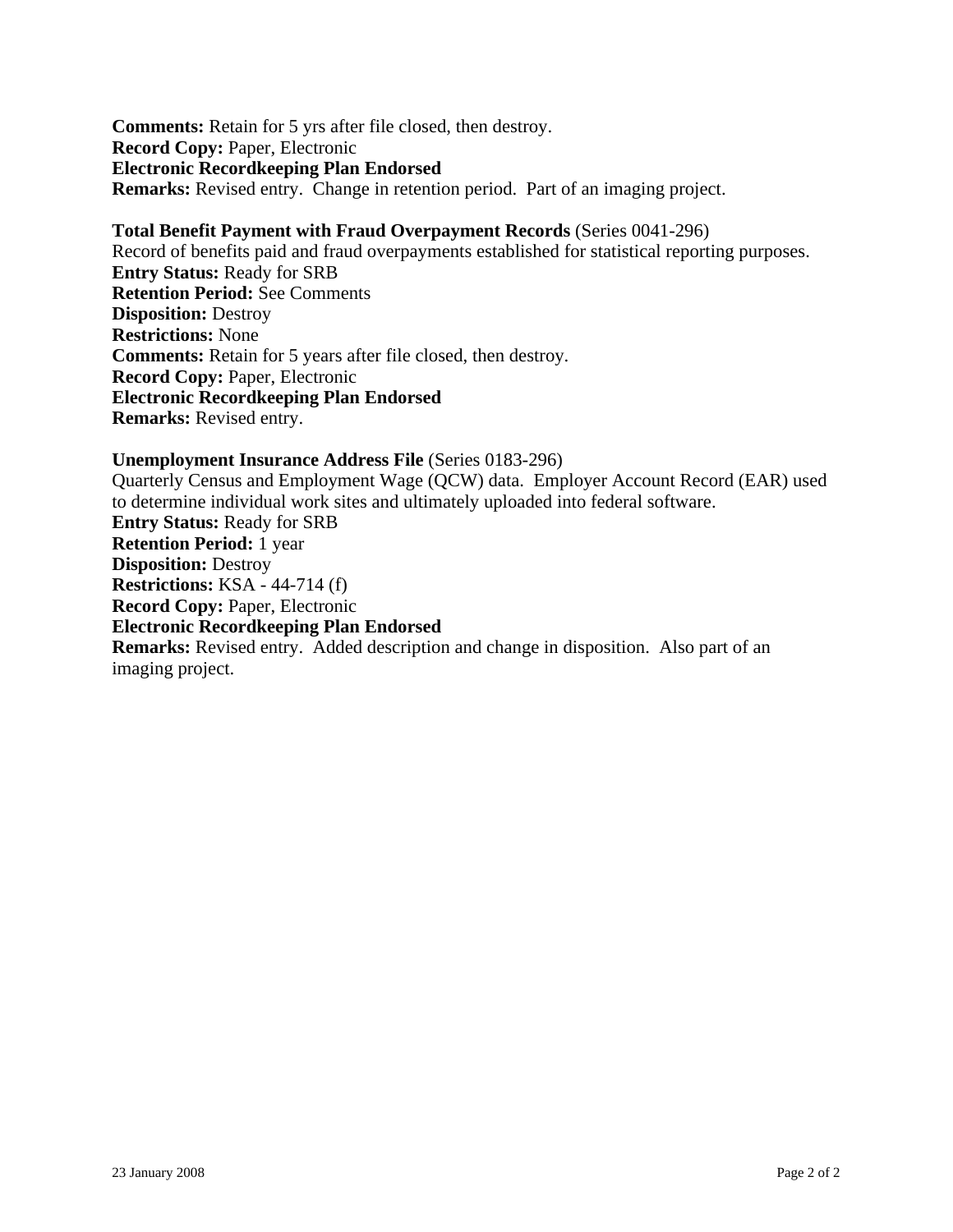**Comments:** Retain for 5 yrs after file closed, then destroy.
**Record Copy:** Paper, Electronic
**Electronic Recordkeeping Plan Endorsed**
**Remarks:** Revised entry. Change in retention period. Part of an imaging project.

**Total Benefit Payment with Fraud Overpayment Records** (Series 0041-296)
Record of benefits paid and fraud overpayments established for statistical reporting purposes.
**Entry Status:** Ready for SRB
**Retention Period:** See Comments
**Disposition:** Destroy
**Restrictions:** None
**Comments:** Retain for 5 years after file closed, then destroy.
**Record Copy:** Paper, Electronic
**Electronic Recordkeeping Plan Endorsed**
**Remarks:** Revised entry.

**Unemployment Insurance Address File** (Series 0183-296)
Quarterly Census and Employment Wage (QCW) data. Employer Account Record (EAR) used to determine individual work sites and ultimately uploaded into federal software.
**Entry Status:** Ready for SRB
**Retention Period:** 1 year
**Disposition:** Destroy
**Restrictions:** KSA - 44-714 (f)
**Record Copy:** Paper, Electronic
**Electronic Recordkeeping Plan Endorsed**
**Remarks:** Revised entry. Added description and change in disposition. Also part of an imaging project.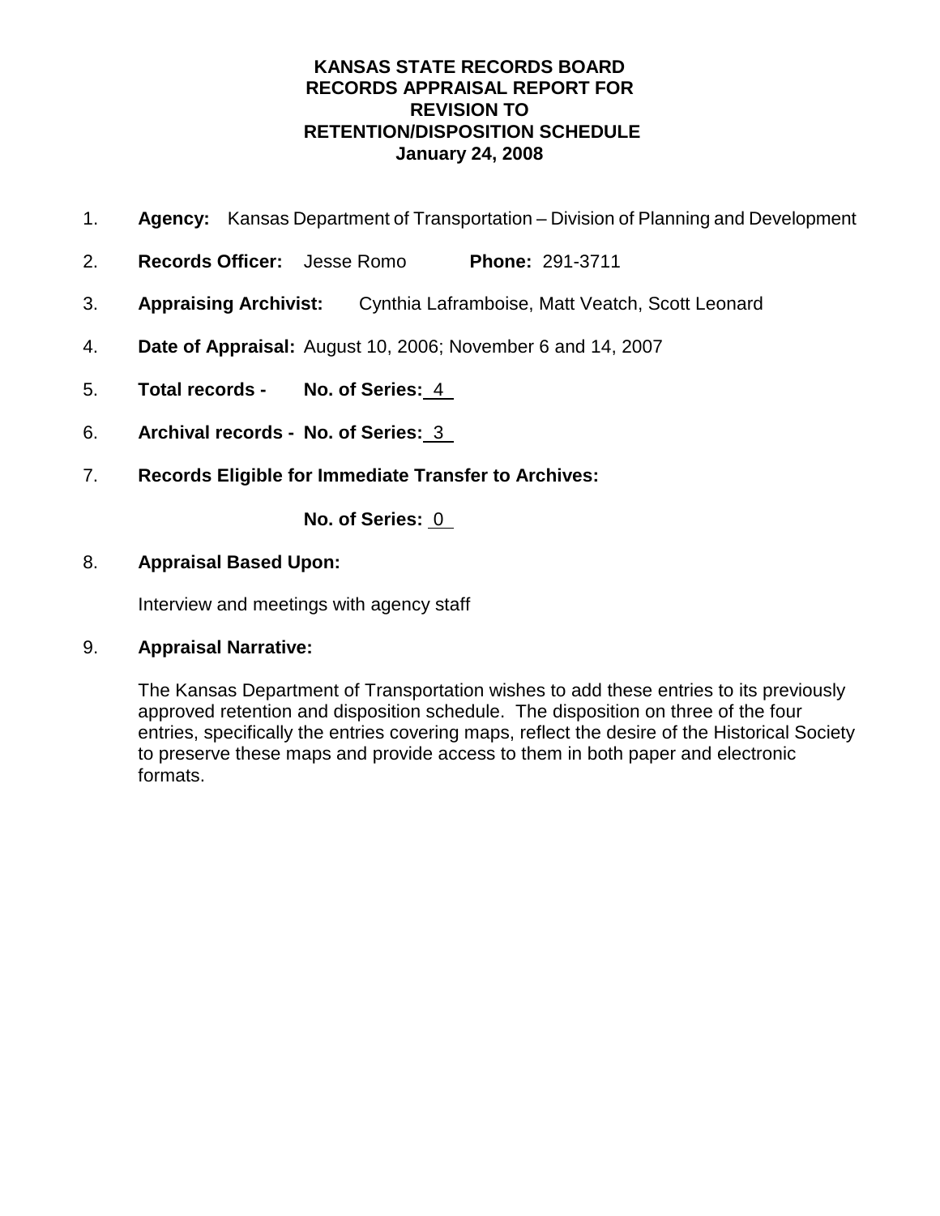# KANSAS STATE RECORDS BOARD
## RECORDS APPRAISAL REPORT FOR REVISION TO RETENTION/DISPOSITION SCHEDULE
### January 24, 2008

1. **Agency:** Kansas Department of Transportation – Division of Planning and Development

2. **Records Officer:** Jesse Romo **Phone:** 291-3711

3. **Appraising Archivist:** Cynthia Laframboise, Matt Veatch, Scott Leonard

4. **Date of Appraisal:** August 10, 2006; November 6 and 14, 2007

5. **Total records - No. of Series:** 4

6. **Archival records - No. of Series:** 3

7. **Records Eligible for Immediate Transfer to Archives:**

   **No. of Series:** 0

8. **Appraisal Based Upon:**

   Interview and meetings with agency staff

9. **Appraisal Narrative:**

   The Kansas Department of Transportation wishes to add these entries to its previously approved retention and disposition schedule. The disposition on three of the four entries, specifically the entries covering maps, reflect the desire of the Historical Society to preserve these maps and provide access to them in both paper and electronic formats.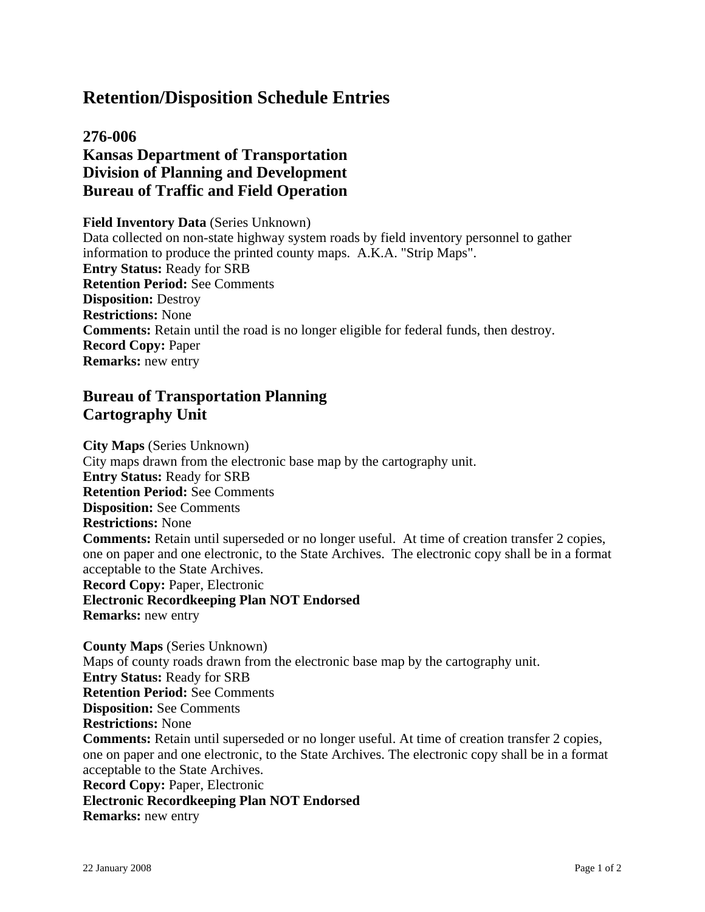# Retention/Disposition Schedule Entries

## 276-006
## Kansas Department of Transportation
## Division of Planning and Development
## Bureau of Traffic and Field Operation

**Field Inventory Data** (Series Unknown)
Data collected on non-state highway system roads by field inventory personnel to gather information to produce the printed county maps. A.K.A. "Strip Maps".
**Entry Status:** Ready for SRB
**Retention Period:** See Comments
**Disposition:** Destroy
**Restrictions:** None
**Comments:** Retain until the road is no longer eligible for federal funds, then destroy.
**Record Copy:** Paper
**Remarks:** new entry

## Bureau of Transportation Planning
## Cartography Unit

**City Maps** (Series Unknown)
City maps drawn from the electronic base map by the cartography unit.
**Entry Status:** Ready for SRB
**Retention Period:** See Comments
**Disposition:** See Comments
**Restrictions:** None
**Comments:** Retain until superseded or no longer useful. At time of creation transfer 2 copies, one on paper and one electronic, to the State Archives. The electronic copy shall be in a format acceptable to the State Archives.
**Record Copy:** Paper, Electronic
**Electronic Recordkeeping Plan NOT Endorsed**
**Remarks:** new entry

**County Maps** (Series Unknown)
Maps of county roads drawn from the electronic base map by the cartography unit.
**Entry Status:** Ready for SRB
**Retention Period:** See Comments
**Disposition:** See Comments
**Restrictions:** None
**Comments:** Retain until superseded or no longer useful. At time of creation transfer 2 copies, one on paper and one electronic, to the State Archives. The electronic copy shall be in a format acceptable to the State Archives.
**Record Copy:** Paper, Electronic
**Electronic Recordkeeping Plan NOT Endorsed**
**Remarks:** new entry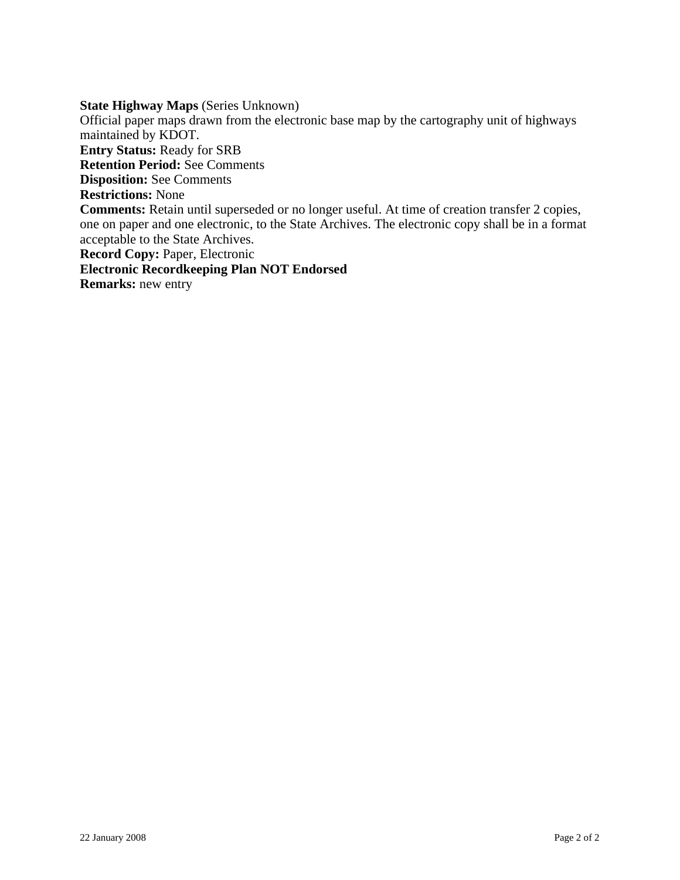**State Highway Maps** (Series Unknown)
Official paper maps drawn from the electronic base map by the cartography unit of highways maintained by KDOT.
**Entry Status:** Ready for SRB
**Retention Period:** See Comments
**Disposition:** See Comments
**Restrictions:** None
**Comments:** Retain until superseded or no longer useful. At time of creation transfer 2 copies, one on paper and one electronic, to the State Archives. The electronic copy shall be in a format acceptable to the State Archives.
**Record Copy:** Paper, Electronic
**Electronic Recordkeeping Plan NOT Endorsed**
**Remarks:** new entry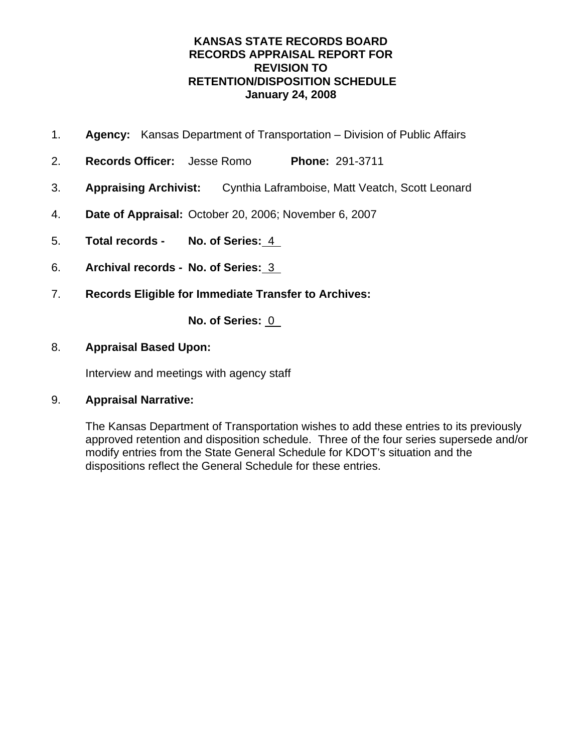**KANSAS STATE RECORDS BOARD**
**RECORDS APPRAISAL REPORT FOR**
**REVISION TO**
**RETENTION/DISPOSITION SCHEDULE**
**January 24, 2008**

1. **Agency:** Kansas Department of Transportation – Division of Public Affairs

2. **Records Officer:** Jesse Romo **Phone:** 291-3711

3. **Appraising Archivist:** Cynthia Laframboise, Matt Veatch, Scott Leonard

4. **Date of Appraisal:** October 20, 2006; November 6, 2007

5. **Total records - No. of Series:** 4

6. **Archival records - No. of Series:** 3

7. **Records Eligible for Immediate Transfer to Archives:**

   **No. of Series:** 0

8. **Appraisal Based Upon:**

   Interview and meetings with agency staff

9. **Appraisal Narrative:**

   The Kansas Department of Transportation wishes to add these entries to its previously approved retention and disposition schedule. Three of the four series supersede and/or modify entries from the State General Schedule for KDOT's situation and the dispositions reflect the General Schedule for these entries.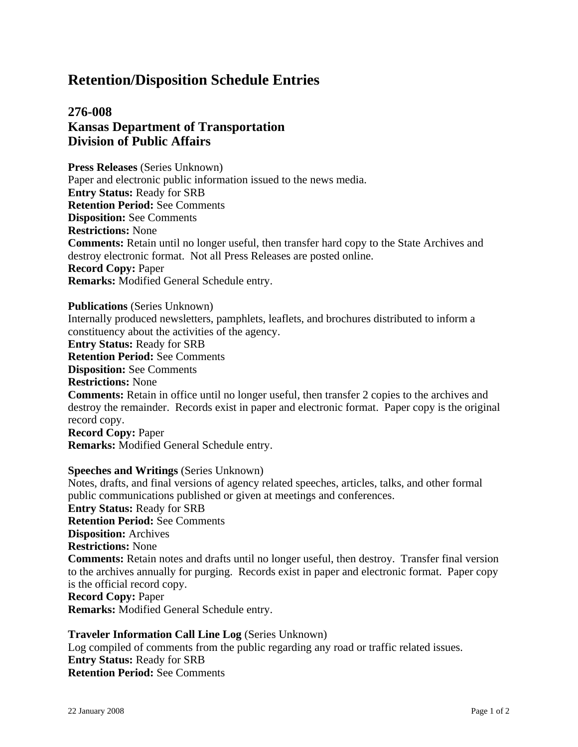# Retention/Disposition Schedule Entries

## 276-008
## Kansas Department of Transportation
## Division of Public Affairs

**Press Releases** (Series Unknown)
Paper and electronic public information issued to the news media.
**Entry Status:** Ready for SRB
**Retention Period:** See Comments
**Disposition:** See Comments
**Restrictions:** None
**Comments:** Retain until no longer useful, then transfer hard copy to the State Archives and destroy electronic format. Not all Press Releases are posted online.
**Record Copy:** Paper
**Remarks:** Modified General Schedule entry.

**Publications** (Series Unknown)
Internally produced newsletters, pamphlets, leaflets, and brochures distributed to inform a constituency about the activities of the agency.
**Entry Status:** Ready for SRB
**Retention Period:** See Comments
**Disposition:** See Comments
**Restrictions:** None
**Comments:** Retain in office until no longer useful, then transfer 2 copies to the archives and destroy the remainder. Records exist in paper and electronic format. Paper copy is the original record copy.
**Record Copy:** Paper
**Remarks:** Modified General Schedule entry.

**Speeches and Writings** (Series Unknown)
Notes, drafts, and final versions of agency related speeches, articles, talks, and other formal public communications published or given at meetings and conferences.
**Entry Status:** Ready for SRB
**Retention Period:** See Comments
**Disposition:** Archives
**Restrictions:** None
**Comments:** Retain notes and drafts until no longer useful, then destroy. Transfer final version to the archives annually for purging. Records exist in paper and electronic format. Paper copy is the official record copy.
**Record Copy:** Paper
**Remarks:** Modified General Schedule entry.

**Traveler Information Call Line Log** (Series Unknown)
Log compiled of comments from the public regarding any road or traffic related issues.
**Entry Status:** Ready for SRB
**Retention Period:** See Comments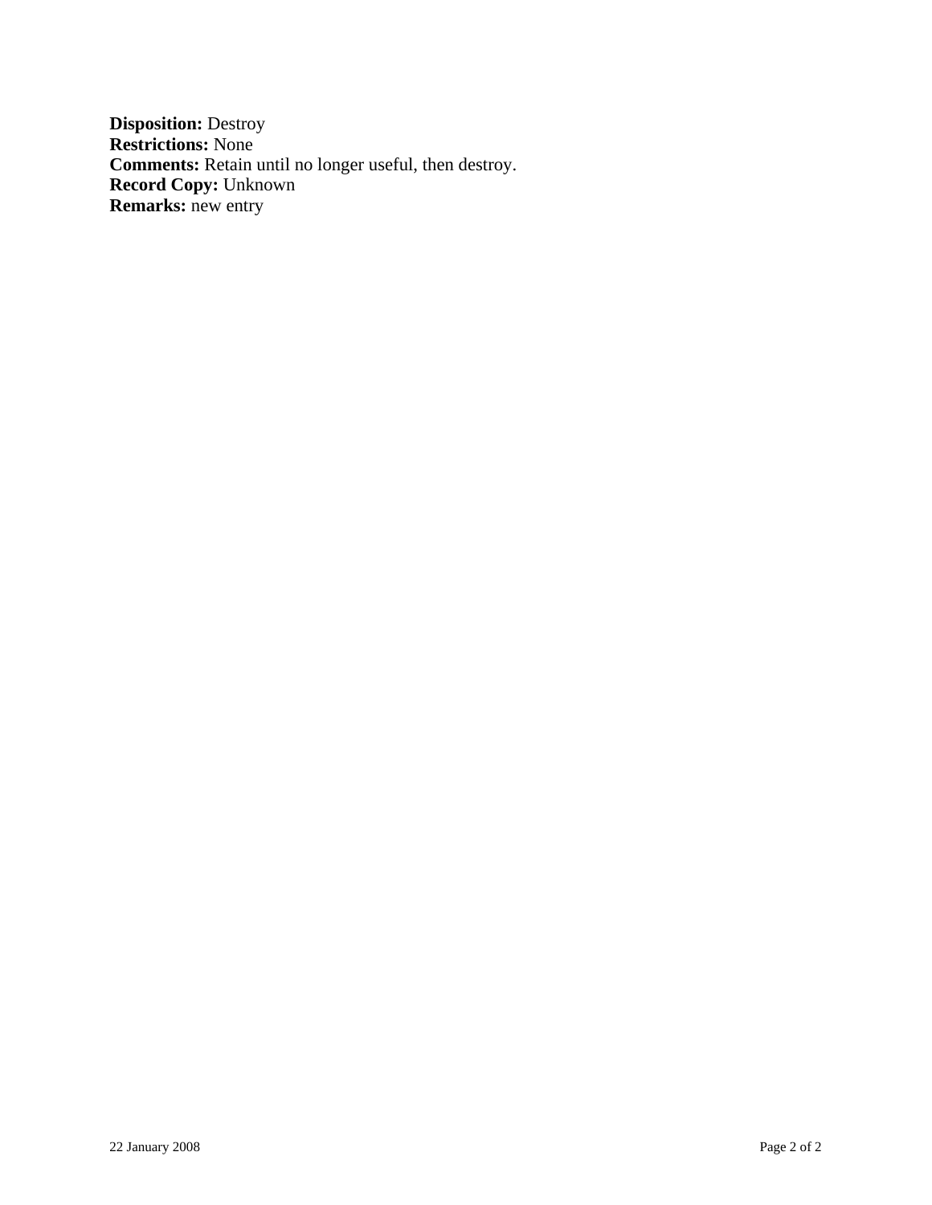**Disposition:** Destroy
**Restrictions:** None
**Comments:** Retain until no longer useful, then destroy.
**Record Copy:** Unknown
**Remarks:** new entry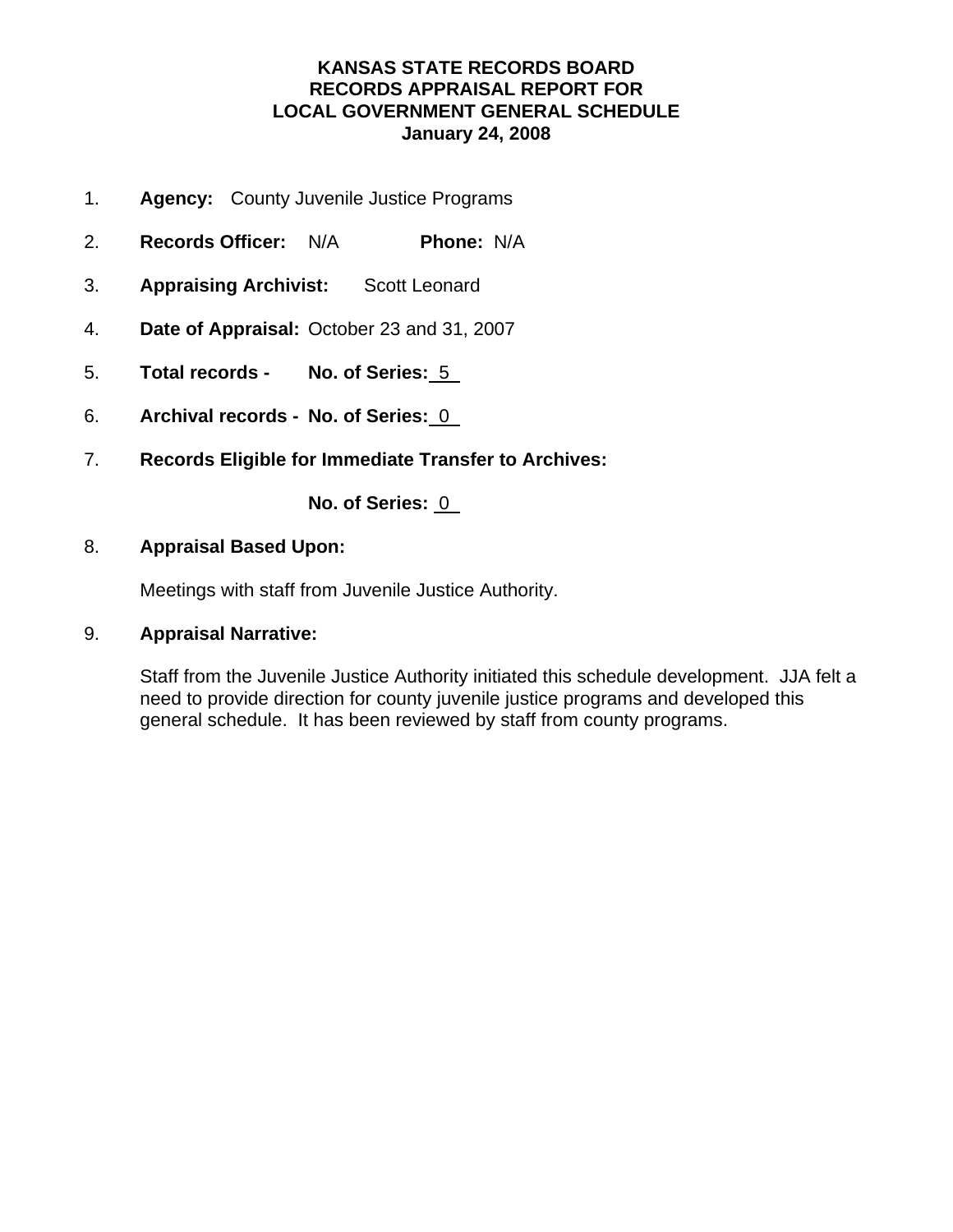# KANSAS STATE RECORDS BOARD
# RECORDS APPRAISAL REPORT FOR
# LOCAL GOVERNMENT GENERAL SCHEDULE
# January 24, 2008

1. **Agency:** County Juvenile Justice Programs

2. **Records Officer:** N/A **Phone:** N/A

3. **Appraising Archivist:** Scott Leonard

4. **Date of Appraisal:** October 23 and 31, 2007

5. **Total records - No. of Series:** 5

6. **Archival records - No. of Series:** 0

7. **Records Eligible for Immediate Transfer to Archives:**

   **No. of Series:** 0

8. **Appraisal Based Upon:**

   Meetings with staff from Juvenile Justice Authority.

9. **Appraisal Narrative:**

   Staff from the Juvenile Justice Authority initiated this schedule development. JJA felt a need to provide direction for county juvenile justice programs and developed this general schedule. It has been reviewed by staff from county programs.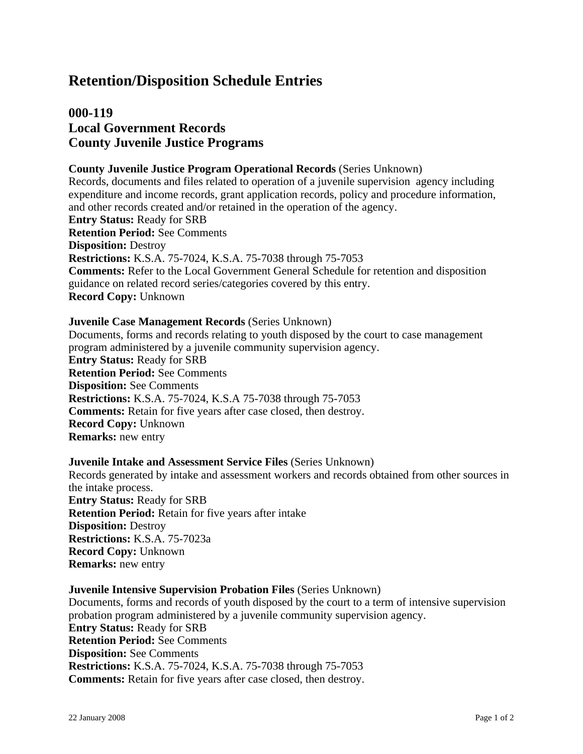# Retention/Disposition Schedule Entries

## 000-119
## Local Government Records
## County Juvenile Justice Programs

**County Juvenile Justice Program Operational Records** (Series Unknown)
Records, documents and files related to operation of a juvenile supervision agency including expenditure and income records, grant application records, policy and procedure information, and other records created and/or retained in the operation of the agency.
**Entry Status:** Ready for SRB
**Retention Period:** See Comments
**Disposition:** Destroy
**Restrictions:** K.S.A. 75-7024, K.S.A. 75-7038 through 75-7053
**Comments:** Refer to the Local Government General Schedule for retention and disposition guidance on related record series/categories covered by this entry.
**Record Copy:** Unknown

**Juvenile Case Management Records** (Series Unknown)
Documents, forms and records relating to youth disposed by the court to case management program administered by a juvenile community supervision agency.
**Entry Status:** Ready for SRB
**Retention Period:** See Comments
**Disposition:** See Comments
**Restrictions:** K.S.A. 75-7024, K.S.A 75-7038 through 75-7053
**Comments:** Retain for five years after case closed, then destroy.
**Record Copy:** Unknown
**Remarks:** new entry

**Juvenile Intake and Assessment Service Files** (Series Unknown)
Records generated by intake and assessment workers and records obtained from other sources in the intake process.
**Entry Status:** Ready for SRB
**Retention Period:** Retain for five years after intake
**Disposition:** Destroy
**Restrictions:** K.S.A. 75-7023a
**Record Copy:** Unknown
**Remarks:** new entry

**Juvenile Intensive Supervision Probation Files** (Series Unknown)
Documents, forms and records of youth disposed by the court to a term of intensive supervision probation program administered by a juvenile community supervision agency.
**Entry Status:** Ready for SRB
**Retention Period:** See Comments
**Disposition:** See Comments
**Restrictions:** K.S.A. 75-7024, K.S.A. 75-7038 through 75-7053
**Comments:** Retain for five years after case closed, then destroy.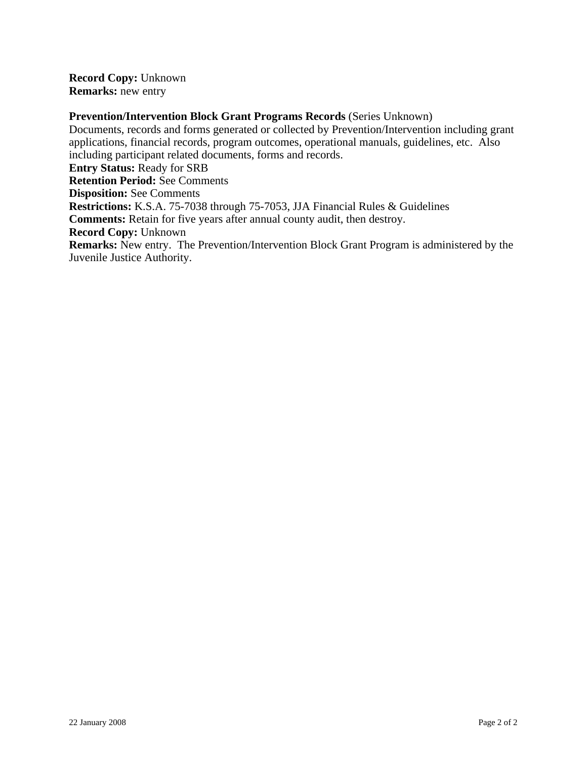**Record Copy:** Unknown
**Remarks:** new entry

**Prevention/Intervention Block Grant Programs Records** (Series Unknown)
Documents, records and forms generated or collected by Prevention/Intervention including grant applications, financial records, program outcomes, operational manuals, guidelines, etc. Also including participant related documents, forms and records.
**Entry Status:** Ready for SRB
**Retention Period:** See Comments
**Disposition:** See Comments
**Restrictions:** K.S.A. 75-7038 through 75-7053, JJA Financial Rules & Guidelines
**Comments:** Retain for five years after annual county audit, then destroy.
**Record Copy:** Unknown
**Remarks:** New entry. The Prevention/Intervention Block Grant Program is administered by the Juvenile Justice Authority.